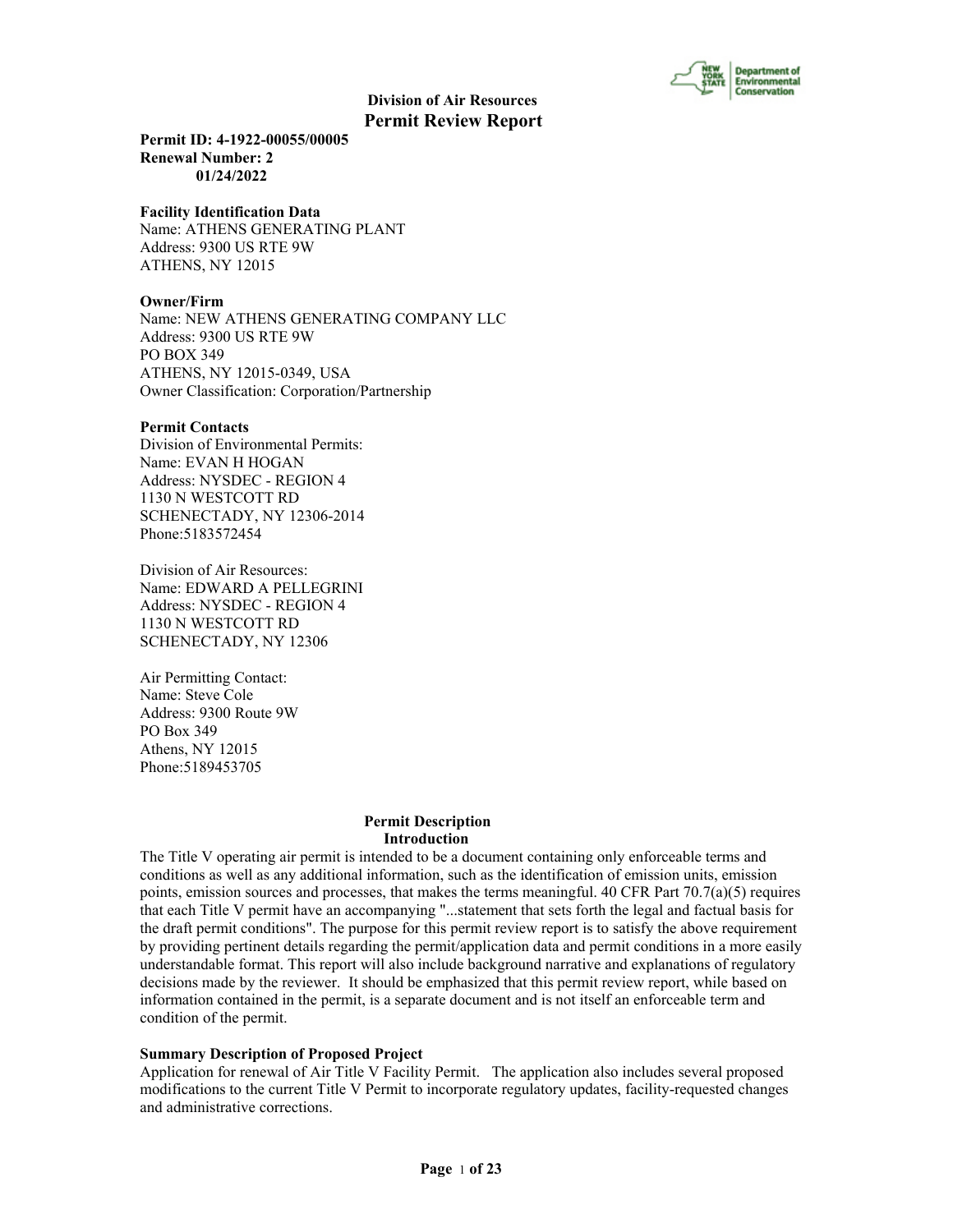**Division of Air Resources**

# Permit Review Report

**Permit ID: 4-1922-00055/00005**
**Renewal Number: 2**
**01/24/2022**

**Facility Identification Data**
Name: ATHENS GENERATING PLANT
Address: 9300 US RTE 9W
ATHENS, NY 12015

**Owner/Firm**
Name: NEW ATHENS GENERATING COMPANY LLC
Address: 9300 US RTE 9W
PO BOX 349
ATHENS, NY 12015-0349, USA
Owner Classification: Corporation/Partnership

**Permit Contacts**
Division of Environmental Permits:
Name: EVAN H HOGAN
Address: NYSDEC - REGION 4
1130 N WESTCOTT RD
SCHENECTADY, NY 12306-2014
Phone:5183572454

Division of Air Resources:
Name: EDWARD A PELLEGRINI
Address: NYSDEC - REGION 4
1130 N WESTCOTT RD
SCHENECTADY, NY 12306

Air Permitting Contact:
Name: Steve Cole
Address: 9300 Route 9W
PO Box 349
Athens, NY 12015
Phone:5189453705

## Permit Description

### Introduction

The Title V operating air permit is intended to be a document containing only enforceable terms and conditions as well as any additional information, such as the identification of emission units, emission points, emission sources and processes, that makes the terms meaningful. 40 CFR Part 70.7(a)(5) requires that each Title V permit have an accompanying "...statement that sets forth the legal and factual basis for the draft permit conditions". The purpose for this permit review report is to satisfy the above requirement by providing pertinent details regarding the permit/application data and permit conditions in a more easily understandable format. This report will also include background narrative and explanations of regulatory decisions made by the reviewer. It should be emphasized that this permit review report, while based on information contained in the permit, is a separate document and is not itself an enforceable term and condition of the permit.

**Summary Description of Proposed Project**
Application for renewal of Air Title V Facility Permit. The application also includes several proposed modifications to the current Title V Permit to incorporate regulatory updates, facility-requested changes and administrative corrections.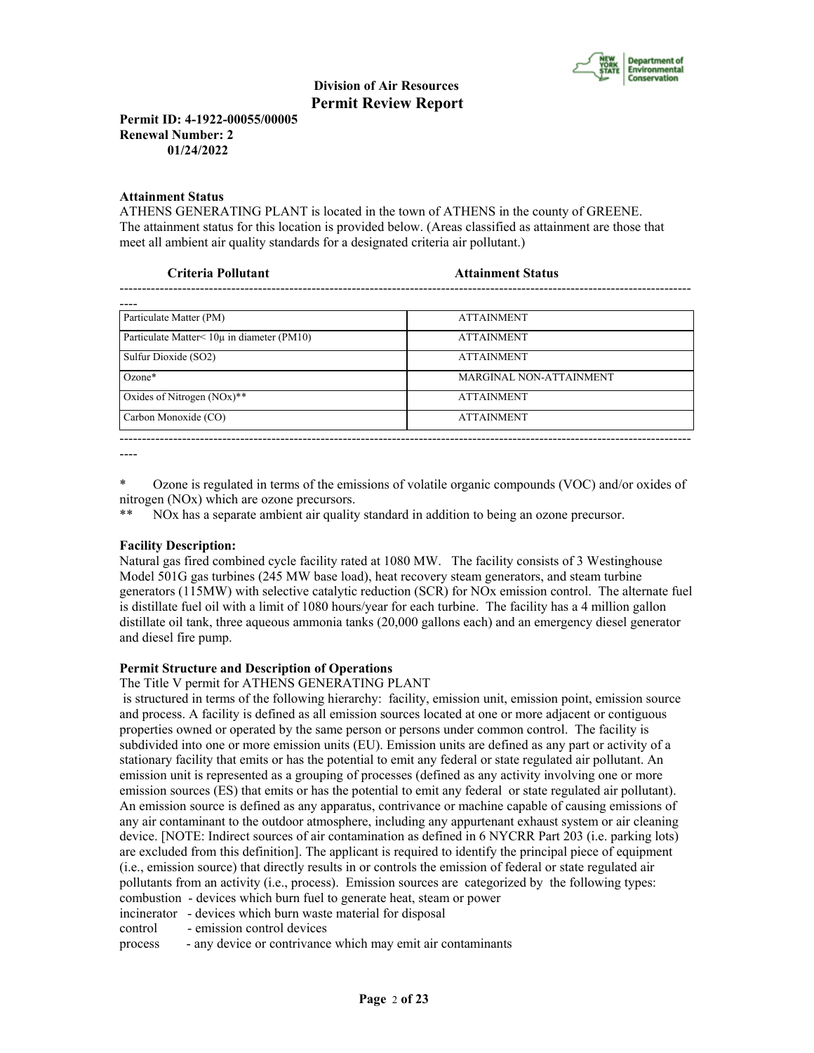**Division of Air Resources**
**Permit Review Report**

**Permit ID: 4-1922-00055/00005**
**Renewal Number: 2**
**01/24/2022**

**Attainment Status**

ATHENS GENERATING PLANT is located in the town of ATHENS in the county of GREENE. The attainment status for this location is provided below. (Areas classified as attainment are those that meet all ambient air quality standards for a designated criteria air pollutant.)

| Criteria Pollutant | Attainment Status |
|---|---|
| Particulate Matter (PM) | ATTAINMENT |
| Particulate Matter< 10μ in diameter (PM10) | ATTAINMENT |
| Sulfur Dioxide (SO2) | ATTAINMENT |
| Ozone* | MARGINAL NON-ATTAINMENT |
| Oxides of Nitrogen (NOx)** | ATTAINMENT |
| Carbon Monoxide (CO) | ATTAINMENT |

\* Ozone is regulated in terms of the emissions of volatile organic compounds (VOC) and/or oxides of nitrogen (NOx) which are ozone precursors.

\** NOx has a separate ambient air quality standard in addition to being an ozone precursor.

**Facility Description:**

Natural gas fired combined cycle facility rated at 1080 MW. The facility consists of 3 Westinghouse Model 501G gas turbines (245 MW base load), heat recovery steam generators, and steam turbine generators (115MW) with selective catalytic reduction (SCR) for NOx emission control. The alternate fuel is distillate fuel oil with a limit of 1080 hours/year for each turbine. The facility has a 4 million gallon distillate oil tank, three aqueous ammonia tanks (20,000 gallons each) and an emergency diesel generator and diesel fire pump.

**Permit Structure and Description of Operations**

The Title V permit for ATHENS GENERATING PLANT is structured in terms of the following hierarchy: facility, emission unit, emission point, emission source and process. A facility is defined as all emission sources located at one or more adjacent or contiguous properties owned or operated by the same person or persons under common control. The facility is subdivided into one or more emission units (EU). Emission units are defined as any part or activity of a stationary facility that emits or has the potential to emit any federal or state regulated air pollutant. An emission unit is represented as a grouping of processes (defined as any activity involving one or more emission sources (ES) that emits or has the potential to emit any federal or state regulated air pollutant). An emission source is defined as any apparatus, contrivance or machine capable of causing emissions of any air contaminant to the outdoor atmosphere, including any appurtenant exhaust system or air cleaning device. [NOTE: Indirect sources of air contamination as defined in 6 NYCRR Part 203 (i.e. parking lots) are excluded from this definition]. The applicant is required to identify the principal piece of equipment (i.e., emission source) that directly results in or controls the emission of federal or state regulated air pollutants from an activity (i.e., process). Emission sources are categorized by the following types:

combustion - devices which burn fuel to generate heat, steam or power
incinerator - devices which burn waste material for disposal
control - emission control devices
process - any device or contrivance which may emit air contaminants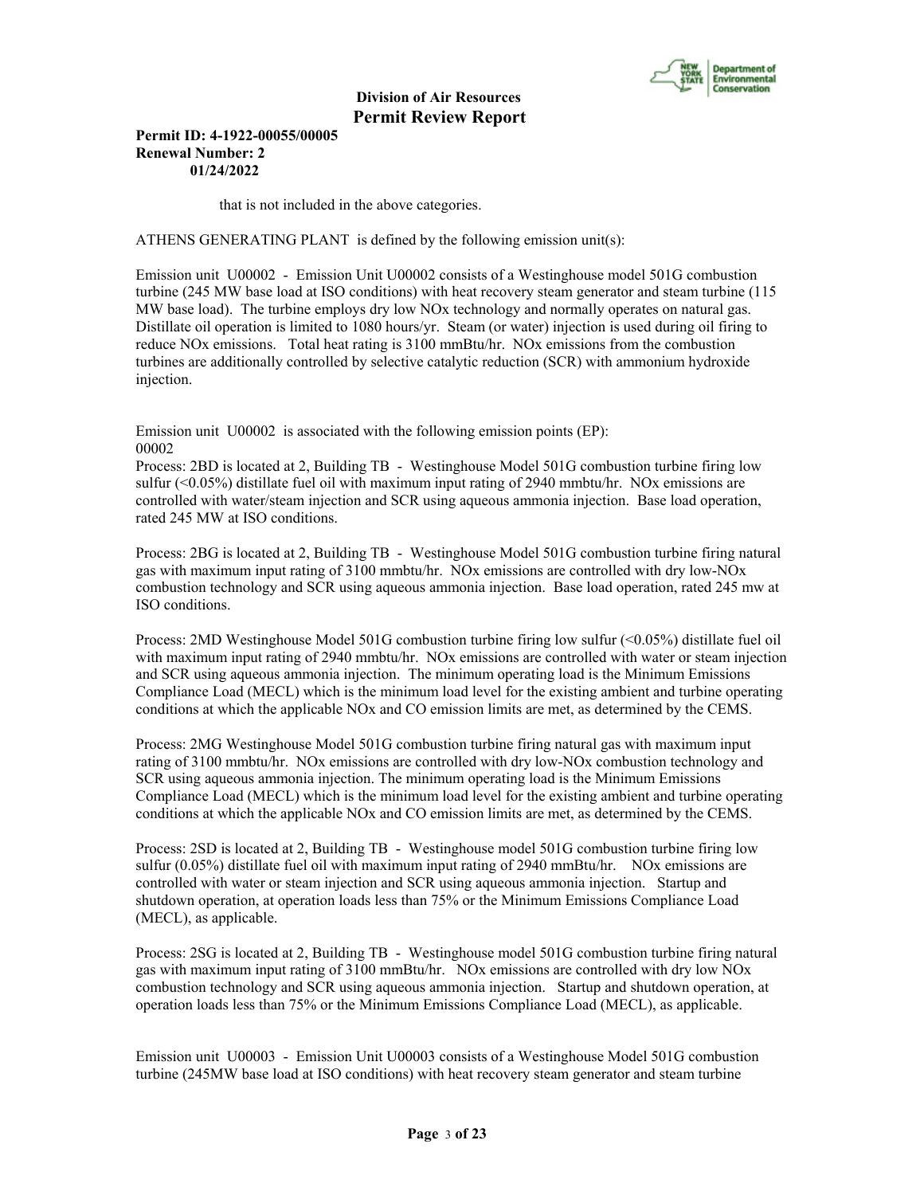that is not included in the above categories.

ATHENS GENERATING PLANT is defined by the following emission unit(s):

Emission unit U00002 - Emission Unit U00002 consists of a Westinghouse model 501G combustion turbine (245 MW base load at ISO conditions) with heat recovery steam generator and steam turbine (115 MW base load). The turbine employs dry low NOx technology and normally operates on natural gas. Distillate oil operation is limited to 1080 hours/yr. Steam (or water) injection is used during oil firing to reduce NOx emissions. Total heat rating is 3100 mmBtu/hr. NOx emissions from the combustion turbines are additionally controlled by selective catalytic reduction (SCR) with ammonium hydroxide injection.

Emission unit U00002 is associated with the following emission points (EP):
00002

Process: 2BD is located at 2, Building TB - Westinghouse Model 501G combustion turbine firing low sulfur (<0.05%) distillate fuel oil with maximum input rating of 2940 mmbtu/hr. NOx emissions are controlled with water/steam injection and SCR using aqueous ammonia injection. Base load operation, rated 245 MW at ISO conditions.

Process: 2BG is located at 2, Building TB - Westinghouse Model 501G combustion turbine firing natural gas with maximum input rating of 3100 mmbtu/hr. NOx emissions are controlled with dry low-NOx combustion technology and SCR using aqueous ammonia injection. Base load operation, rated 245 mw at ISO conditions.

Process: 2MD Westinghouse Model 501G combustion turbine firing low sulfur (<0.05%) distillate fuel oil with maximum input rating of 2940 mmbtu/hr. NOx emissions are controlled with water or steam injection and SCR using aqueous ammonia injection. The minimum operating load is the Minimum Emissions Compliance Load (MECL) which is the minimum load level for the existing ambient and turbine operating conditions at which the applicable NOx and CO emission limits are met, as determined by the CEMS.

Process: 2MG Westinghouse Model 501G combustion turbine firing natural gas with maximum input rating of 3100 mmbtu/hr. NOx emissions are controlled with dry low-NOx combustion technology and SCR using aqueous ammonia injection. The minimum operating load is the Minimum Emissions Compliance Load (MECL) which is the minimum load level for the existing ambient and turbine operating conditions at which the applicable NOx and CO emission limits are met, as determined by the CEMS.

Process: 2SD is located at 2, Building TB - Westinghouse model 501G combustion turbine firing low sulfur (0.05%) distillate fuel oil with maximum input rating of 2940 mmBtu/hr. NOx emissions are controlled with water or steam injection and SCR using aqueous ammonia injection. Startup and shutdown operation, at operation loads less than 75% or the Minimum Emissions Compliance Load (MECL), as applicable.

Process: 2SG is located at 2, Building TB - Westinghouse model 501G combustion turbine firing natural gas with maximum input rating of 3100 mmBtu/hr. NOx emissions are controlled with dry low NOx combustion technology and SCR using aqueous ammonia injection. Startup and shutdown operation, at operation loads less than 75% or the Minimum Emissions Compliance Load (MECL), as applicable.

Emission unit U00003 - Emission Unit U00003 consists of a Westinghouse Model 501G combustion turbine (245MW base load at ISO conditions) with heat recovery steam generator and steam turbine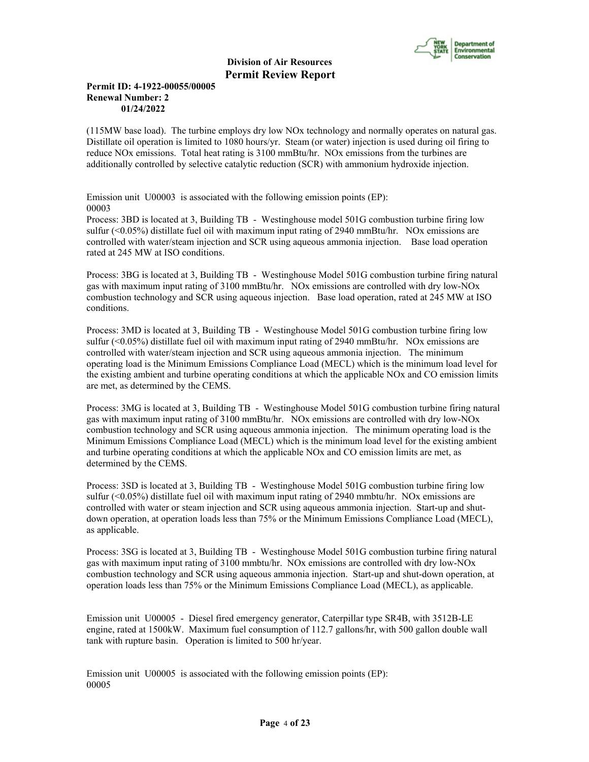(115MW base load). The turbine employs dry low NOx technology and normally operates on natural gas. Distillate oil operation is limited to 1080 hours/yr. Steam (or water) injection is used during oil firing to reduce NOx emissions. Total heat rating is 3100 mmBtu/hr. NOx emissions from the turbines are additionally controlled by selective catalytic reduction (SCR) with ammonium hydroxide injection.

Emission unit U00003 is associated with the following emission points (EP):
00003

Process: 3BD is located at 3, Building TB - Westinghouse model 501G combustion turbine firing low sulfur (<0.05%) distillate fuel oil with maximum input rating of 2940 mmBtu/hr. NOx emissions are controlled with water/steam injection and SCR using aqueous ammonia injection. Base load operation rated at 245 MW at ISO conditions.

Process: 3BG is located at 3, Building TB - Westinghouse Model 501G combustion turbine firing natural gas with maximum input rating of 3100 mmBtu/hr. NOx emissions are controlled with dry low-NOx combustion technology and SCR using aqueous injection. Base load operation, rated at 245 MW at ISO conditions.

Process: 3MD is located at 3, Building TB - Westinghouse Model 501G combustion turbine firing low sulfur (<0.05%) distillate fuel oil with maximum input rating of 2940 mmBtu/hr. NOx emissions are controlled with water/steam injection and SCR using aqueous ammonia injection. The minimum operating load is the Minimum Emissions Compliance Load (MECL) which is the minimum load level for the existing ambient and turbine operating conditions at which the applicable NOx and CO emission limits are met, as determined by the CEMS.

Process: 3MG is located at 3, Building TB - Westinghouse Model 501G combustion turbine firing natural gas with maximum input rating of 3100 mmBtu/hr. NOx emissions are controlled with dry low-NOx combustion technology and SCR using aqueous ammonia injection. The minimum operating load is the Minimum Emissions Compliance Load (MECL) which is the minimum load level for the existing ambient and turbine operating conditions at which the applicable NOx and CO emission limits are met, as determined by the CEMS.

Process: 3SD is located at 3, Building TB - Westinghouse Model 501G combustion turbine firing low sulfur (<0.05%) distillate fuel oil with maximum input rating of 2940 mmbtu/hr. NOx emissions are controlled with water or steam injection and SCR using aqueous ammonia injection. Start-up and shut-down operation, at operation loads less than 75% or the Minimum Emissions Compliance Load (MECL), as applicable.

Process: 3SG is located at 3, Building TB - Westinghouse Model 501G combustion turbine firing natural gas with maximum input rating of 3100 mmbtu/hr. NOx emissions are controlled with dry low-NOx combustion technology and SCR using aqueous ammonia injection. Start-up and shut-down operation, at operation loads less than 75% or the Minimum Emissions Compliance Load (MECL), as applicable.

Emission unit U00005 - Diesel fired emergency generator, Caterpillar type SR4B, with 3512B-LE engine, rated at 1500kW. Maximum fuel consumption of 112.7 gallons/hr, with 500 gallon double wall tank with rupture basin. Operation is limited to 500 hr/year.

Emission unit U00005 is associated with the following emission points (EP):
00005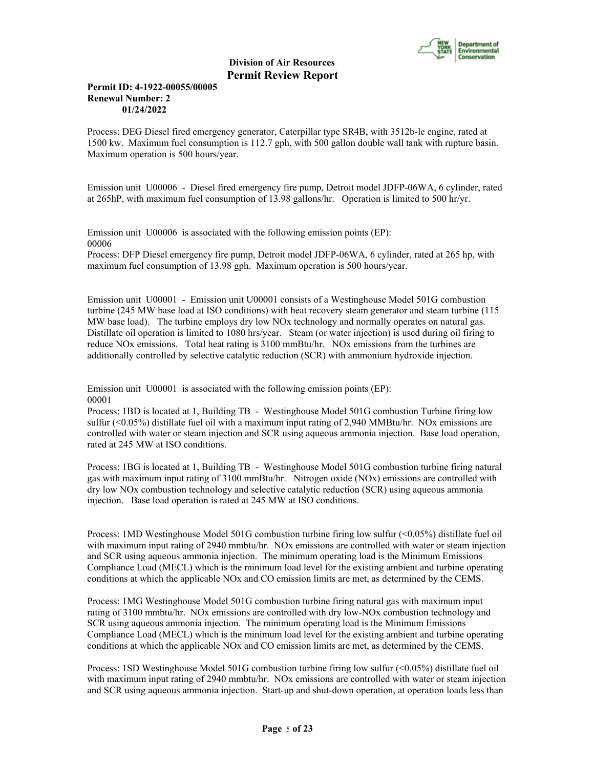Process: DEG Diesel fired emergency generator, Caterpillar type SR4B, with 3512b-le engine, rated at 1500 kw. Maximum fuel consumption is 112.7 gph, with 500 gallon double wall tank with rupture basin. Maximum operation is 500 hours/year.

Emission unit U00006 - Diesel fired emergency fire pump, Detroit model JDFP-06WA, 6 cylinder, rated at 265hP, with maximum fuel consumption of 13.98 gallons/hr. Operation is limited to 500 hr/yr.

Emission unit U00006 is associated with the following emission points (EP):
00006

Process: DFP Diesel emergency fire pump, Detroit model JDFP-06WA, 6 cylinder, rated at 265 hp, with maximum fuel consumption of 13.98 gph. Maximum operation is 500 hours/year.

Emission unit U00001 - Emission unit U00001 consists of a Westinghouse Model 501G combustion turbine (245 MW base load at ISO conditions) with heat recovery steam generator and steam turbine (115 MW base load). The turbine employs dry low NOx technology and normally operates on natural gas. Distillate oil operation is limited to 1080 hrs/year. Steam (or water injection) is used during oil firing to reduce NOx emissions. Total heat rating is 3100 mmBtu/hr. NOx emissions from the turbines are additionally controlled by selective catalytic reduction (SCR) with ammonium hydroxide injection.

Emission unit U00001 is associated with the following emission points (EP):
00001

Process: 1BD is located at 1, Building TB - Westinghouse Model 501G combustion Turbine firing low sulfur (<0.05%) distillate fuel oil with a maximum input rating of 2,940 MMBtu/hr. NOx emissions are controlled with water or steam injection and SCR using aqueous ammonia injection. Base load operation, rated at 245 MW at ISO conditions.

Process: 1BG is located at 1, Building TB - Westinghouse Model 501G combustion turbine firing natural gas with maximum input rating of 3100 mmBtu/hr. Nitrogen oxide (NOx) emissions are controlled with dry low NOx combustion technology and selective catalytic reduction (SCR) using aqueous ammonia injection. Base load operation is rated at 245 MW at ISO conditions.

Process: 1MD Westinghouse Model 501G combustion turbine firing low sulfur (<0.05%) distillate fuel oil with maximum input rating of 2940 mmbtu/hr. NOx emissions are controlled with water or steam injection and SCR using aqueous ammonia injection. The minimum operating load is the Minimum Emissions Compliance Load (MECL) which is the minimum load level for the existing ambient and turbine operating conditions at which the applicable NOx and CO emission limits are met, as determined by the CEMS.

Process: 1MG Westinghouse Model 501G combustion turbine firing natural gas with maximum input rating of 3100 mmbtu/hr. NOx emissions are controlled with dry low-NOx combustion technology and SCR using aqueous ammonia injection. The minimum operating load is the Minimum Emissions Compliance Load (MECL) which is the minimum load level for the existing ambient and turbine operating conditions at which the applicable NOx and CO emission limits are met, as determined by the CEMS.

Process: 1SD Westinghouse Model 501G combustion turbine firing low sulfur (<0.05%) distillate fuel oil with maximum input rating of 2940 mmbtu/hr. NOx emissions are controlled with water or steam injection and SCR using aqueous ammonia injection. Start-up and shut-down operation, at operation loads less than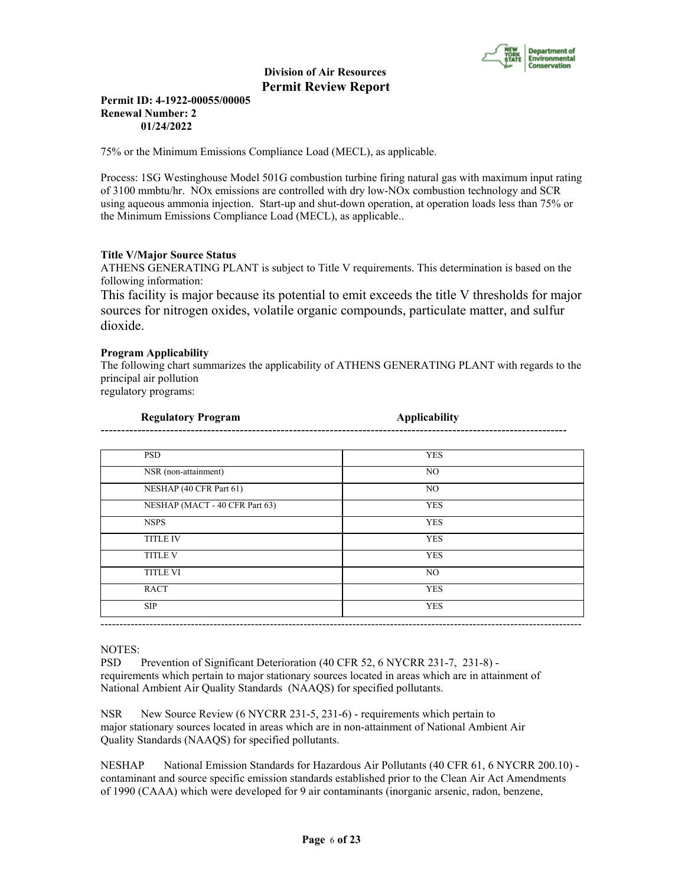75% or the Minimum Emissions Compliance Load (MECL), as applicable.

Process: 1SG Westinghouse Model 501G combustion turbine firing natural gas with maximum input rating of 3100 mmbtu/hr. NOx emissions are controlled with dry low-NOx combustion technology and SCR using aqueous ammonia injection. Start-up and shut-down operation, at operation loads less than 75% or the Minimum Emissions Compliance Load (MECL), as applicable..

**Title V/Major Source Status**

ATHENS GENERATING PLANT is subject to Title V requirements. This determination is based on the following information:

This facility is major because its potential to emit exceeds the title V thresholds for major sources for nitrogen oxides, volatile organic compounds, particulate matter, and sulfur dioxide.

**Program Applicability**

The following chart summarizes the applicability of ATHENS GENERATING PLANT with regards to the principal air pollution
regulatory programs:

| Regulatory Program | Applicability |
|---|---|
| PSD | YES |
| NSR (non-attainment) | NO |
| NESHAP (40 CFR Part 61) | NO |
| NESHAP (MACT - 40 CFR Part 63) | YES |
| NSPS | YES |
| TITLE IV | YES |
| TITLE V | YES |
| TITLE VI | NO |
| RACT | YES |
| SIP | YES |

NOTES:

PSD Prevention of Significant Deterioration (40 CFR 52, 6 NYCRR 231-7, 231-8) - requirements which pertain to major stationary sources located in areas which are in attainment of National Ambient Air Quality Standards (NAAQS) for specified pollutants.

NSR New Source Review (6 NYCRR 231-5, 231-6) - requirements which pertain to major stationary sources located in areas which are in non-attainment of National Ambient Air Quality Standards (NAAQS) for specified pollutants.

NESHAP National Emission Standards for Hazardous Air Pollutants (40 CFR 61, 6 NYCRR 200.10) - contaminant and source specific emission standards established prior to the Clean Air Act Amendments of 1990 (CAAA) which were developed for 9 air contaminants (inorganic arsenic, radon, benzene,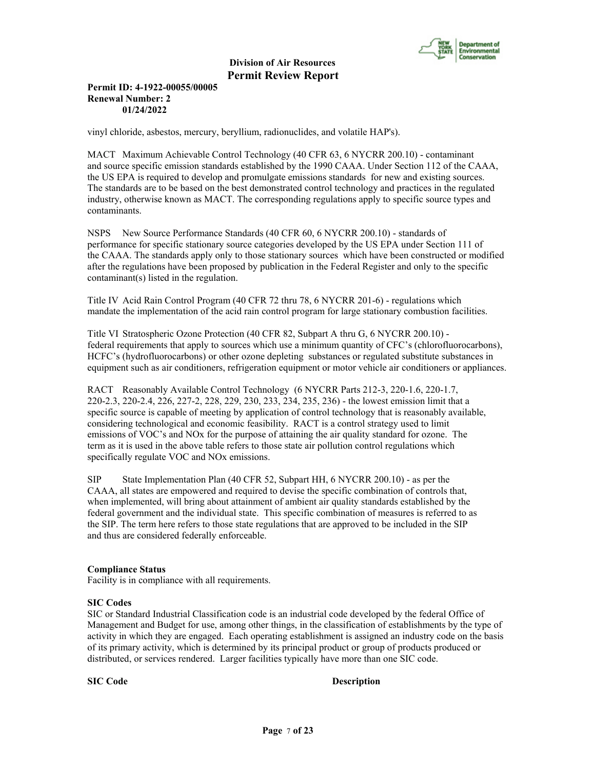vinyl chloride, asbestos, mercury, beryllium, radionuclides, and volatile HAP's).

MACT Maximum Achievable Control Technology (40 CFR 63, 6 NYCRR 200.10) - contaminant and source specific emission standards established by the 1990 CAAA. Under Section 112 of the CAAA, the US EPA is required to develop and promulgate emissions standards for new and existing sources. The standards are to be based on the best demonstrated control technology and practices in the regulated industry, otherwise known as MACT. The corresponding regulations apply to specific source types and contaminants.

NSPS New Source Performance Standards (40 CFR 60, 6 NYCRR 200.10) - standards of performance for specific stationary source categories developed by the US EPA under Section 111 of the CAAA. The standards apply only to those stationary sources which have been constructed or modified after the regulations have been proposed by publication in the Federal Register and only to the specific contaminant(s) listed in the regulation.

Title IV Acid Rain Control Program (40 CFR 72 thru 78, 6 NYCRR 201-6) - regulations which mandate the implementation of the acid rain control program for large stationary combustion facilities.

Title VI Stratospheric Ozone Protection (40 CFR 82, Subpart A thru G, 6 NYCRR 200.10) - federal requirements that apply to sources which use a minimum quantity of CFC's (chlorofluorocarbons), HCFC's (hydrofluorocarbons) or other ozone depleting substances or regulated substitute substances in equipment such as air conditioners, refrigeration equipment or motor vehicle air conditioners or appliances.

RACT Reasonably Available Control Technology (6 NYCRR Parts 212-3, 220-1.6, 220-1.7, 220-2.3, 220-2.4, 226, 227-2, 228, 229, 230, 233, 234, 235, 236) - the lowest emission limit that a specific source is capable of meeting by application of control technology that is reasonably available, considering technological and economic feasibility. RACT is a control strategy used to limit emissions of VOC's and NOx for the purpose of attaining the air quality standard for ozone. The term as it is used in the above table refers to those state air pollution control regulations which specifically regulate VOC and NOx emissions.

SIP State Implementation Plan (40 CFR 52, Subpart HH, 6 NYCRR 200.10) - as per the CAAA, all states are empowered and required to devise the specific combination of controls that, when implemented, will bring about attainment of ambient air quality standards established by the federal government and the individual state. This specific combination of measures is referred to as the SIP. The term here refers to those state regulations that are approved to be included in the SIP and thus are considered federally enforceable.

**Compliance Status**

Facility is in compliance with all requirements.

**SIC Codes**

SIC or Standard Industrial Classification code is an industrial code developed by the federal Office of Management and Budget for use, among other things, in the classification of establishments by the type of activity in which they are engaged. Each operating establishment is assigned an industry code on the basis of its primary activity, which is determined by its principal product or group of products produced or distributed, or services rendered. Larger facilities typically have more than one SIC code.

| SIC Code | Description |
|---|---|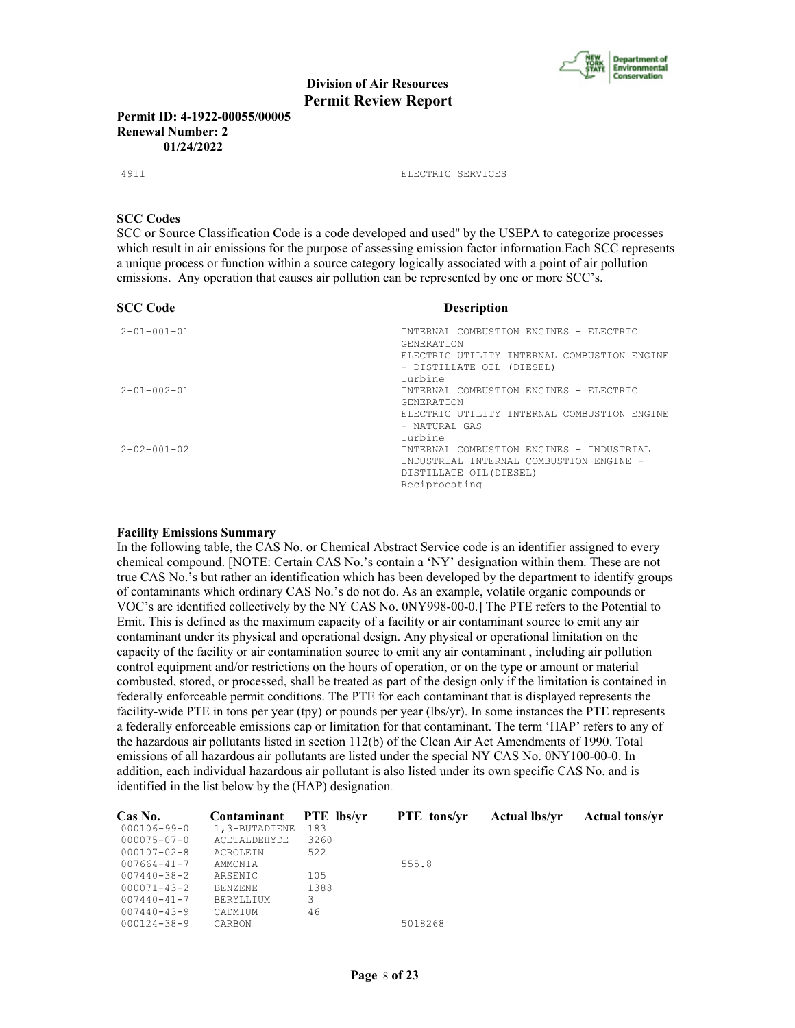**Division of Air Resources**
**Permit Review Report**

**Permit ID: 4-1922-00055/00005**
**Renewal Number: 2**
**01/24/2022**

| | |
|---|---|
| 4911 | ELECTRIC SERVICES |

**SCC Codes**

SCC or Source Classification Code is a code developed and used'' by the USEPA to categorize processes which result in air emissions for the purpose of assessing emission factor information.Each SCC represents a unique process or function within a source category logically associated with a point of air pollution emissions. Any operation that causes air pollution can be represented by one or more SCC's.

| SCC Code | Description |
|---|---|
| 2-01-001-01 | INTERNAL COMBUSTION ENGINES - ELECTRIC GENERATION<br>ELECTRIC UTILITY INTERNAL COMBUSTION ENGINE - DISTILLATE OIL (DIESEL)<br>Turbine |
| 2-01-002-01 | INTERNAL COMBUSTION ENGINES - ELECTRIC GENERATION<br>ELECTRIC UTILITY INTERNAL COMBUSTION ENGINE - NATURAL GAS<br>Turbine |
| 2-02-001-02 | INTERNAL COMBUSTION ENGINES - INDUSTRIAL<br>INDUSTRIAL INTERNAL COMBUSTION ENGINE - DISTILLATE OIL(DIESEL)<br>Reciprocating |

**Facility Emissions Summary**

In the following table, the CAS No. or Chemical Abstract Service code is an identifier assigned to every chemical compound. [NOTE: Certain CAS No.'s contain a 'NY' designation within them. These are not true CAS No.'s but rather an identification which has been developed by the department to identify groups of contaminants which ordinary CAS No.'s do not do. As an example, volatile organic compounds or VOC's are identified collectively by the NY CAS No. 0NY998-00-0.] The PTE refers to the Potential to Emit. This is defined as the maximum capacity of a facility or air contaminant source to emit any air contaminant under its physical and operational design. Any physical or operational limitation on the capacity of the facility or air contamination source to emit any air contaminant , including air pollution control equipment and/or restrictions on the hours of operation, or on the type or amount or material combusted, stored, or processed, shall be treated as part of the design only if the limitation is contained in federally enforceable permit conditions. The PTE for each contaminant that is displayed represents the facility-wide PTE in tons per year (tpy) or pounds per year (lbs/yr). In some instances the PTE represents a federally enforceable emissions cap or limitation for that contaminant. The term 'HAP' refers to any of the hazardous air pollutants listed in section 112(b) of the Clean Air Act Amendments of 1990. Total emissions of all hazardous air pollutants are listed under the special NY CAS No. 0NY100-00-0. In addition, each individual hazardous air pollutant is also listed under its own specific CAS No. and is identified in the list below by the (HAP) designation.

| Cas No. | Contaminant | PTE lbs/yr | PTE tons/yr | Actual lbs/yr | Actual tons/yr |
|---|---|---|---|---|---|
| 000106-99-0 | 1,3-BUTADIENE | 183 | | | |
| 000075-07-0 | ACETALDEHYDE | 3260 | | | |
| 000107-02-8 | ACROLEIN | 522 | | | |
| 007664-41-7 | AMMONIA | | 555.8 | | |
| 007440-38-2 | ARSENIC | 105 | | | |
| 000071-43-2 | BENZENE | 1388 | | | |
| 007440-41-7 | BERYLLIUM | 3 | | | |
| 007440-43-9 | CADMIUM | 46 | | | |
| 000124-38-9 | CARBON | | 5018268 | | |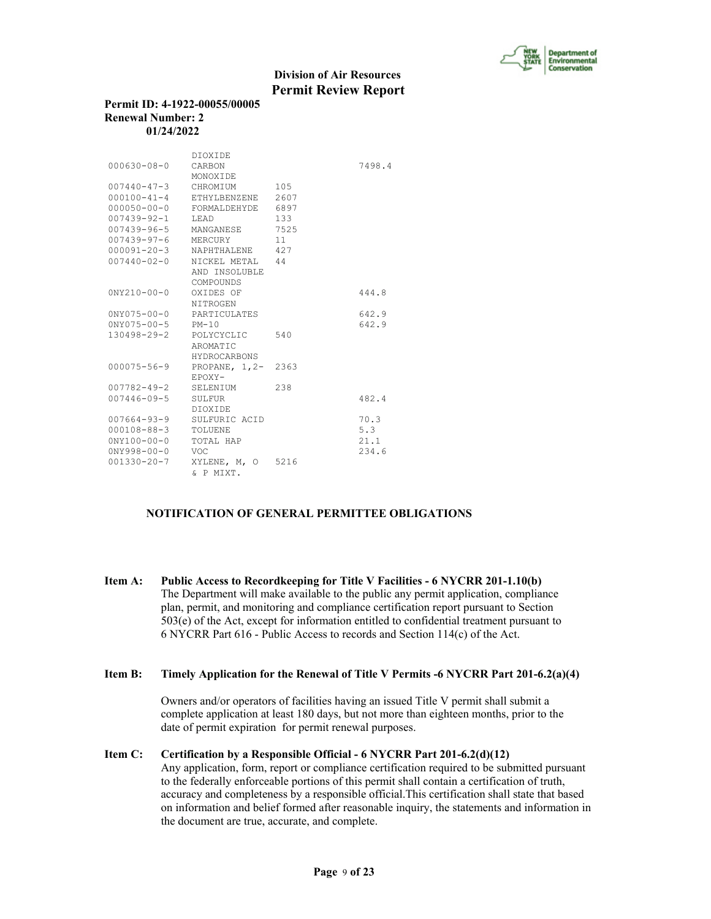**Division of Air Resources**
**Permit Review Report**

**Permit ID: 4-1922-00055/00005**
**Renewal Number: 2**
**01/24/2022**

| | | | |
|---|---|---|---|
| | DIOXIDE | | |
| 000630-08-0 | CARBON MONOXIDE | | 7498.4 |
| 007440-47-3 | CHROMIUM | 105 | |
| 000100-41-4 | ETHYLBENZENE | 2607 | |
| 000050-00-0 | FORMALDEHYDE | 6897 | |
| 007439-92-1 | LEAD | 133 | |
| 007439-96-5 | MANGANESE | 7525 | |
| 007439-97-6 | MERCURY | 11 | |
| 000091-20-3 | NAPHTHALENE | 427 | |
| 007440-02-0 | NICKEL METAL AND INSOLUBLE COMPOUNDS | 44 | |
| 0NY210-00-0 | OXIDES OF NITROGEN | | 444.8 |
| 0NY075-00-0 | PARTICULATES | | 642.9 |
| 0NY075-00-5 | PM-10 | | 642.9 |
| 130498-29-2 | POLYCYCLIC AROMATIC HYDROCARBONS | 540 | |
| 000075-56-9 | PROPANE, 1,2-EPOXY- | 2363 | |
| 007782-49-2 | SELENIUM | 238 | |
| 007446-09-5 | SULFUR DIOXIDE | | 482.4 |
| 007664-93-9 | SULFURIC ACID | | 70.3 |
| 000108-88-3 | TOLUENE | | 5.3 |
| 0NY100-00-0 | TOTAL HAP | | 21.1 |
| 0NY998-00-0 | VOC | | 234.6 |
| 001330-20-7 | XYLENE, M, O & P MIXT. | 5216 | |

**NOTIFICATION OF GENERAL PERMITTEE OBLIGATIONS**

**Item A: Public Access to Recordkeeping for Title V Facilities - 6 NYCRR 201-1.10(b)**
The Department will make available to the public any permit application, compliance plan, permit, and monitoring and compliance certification report pursuant to Section 503(e) of the Act, except for information entitled to confidential treatment pursuant to 6 NYCRR Part 616 - Public Access to records and Section 114(c) of the Act.

**Item B: Timely Application for the Renewal of Title V Permits -6 NYCRR Part 201-6.2(a)(4)**

Owners and/or operators of facilities having an issued Title V permit shall submit a complete application at least 180 days, but not more than eighteen months, prior to the date of permit expiration for permit renewal purposes.

**Item C: Certification by a Responsible Official - 6 NYCRR Part 201-6.2(d)(12)**
Any application, form, report or compliance certification required to be submitted pursuant to the federally enforceable portions of this permit shall contain a certification of truth, accuracy and completeness by a responsible official.This certification shall state that based on information and belief formed after reasonable inquiry, the statements and information in the document are true, accurate, and complete.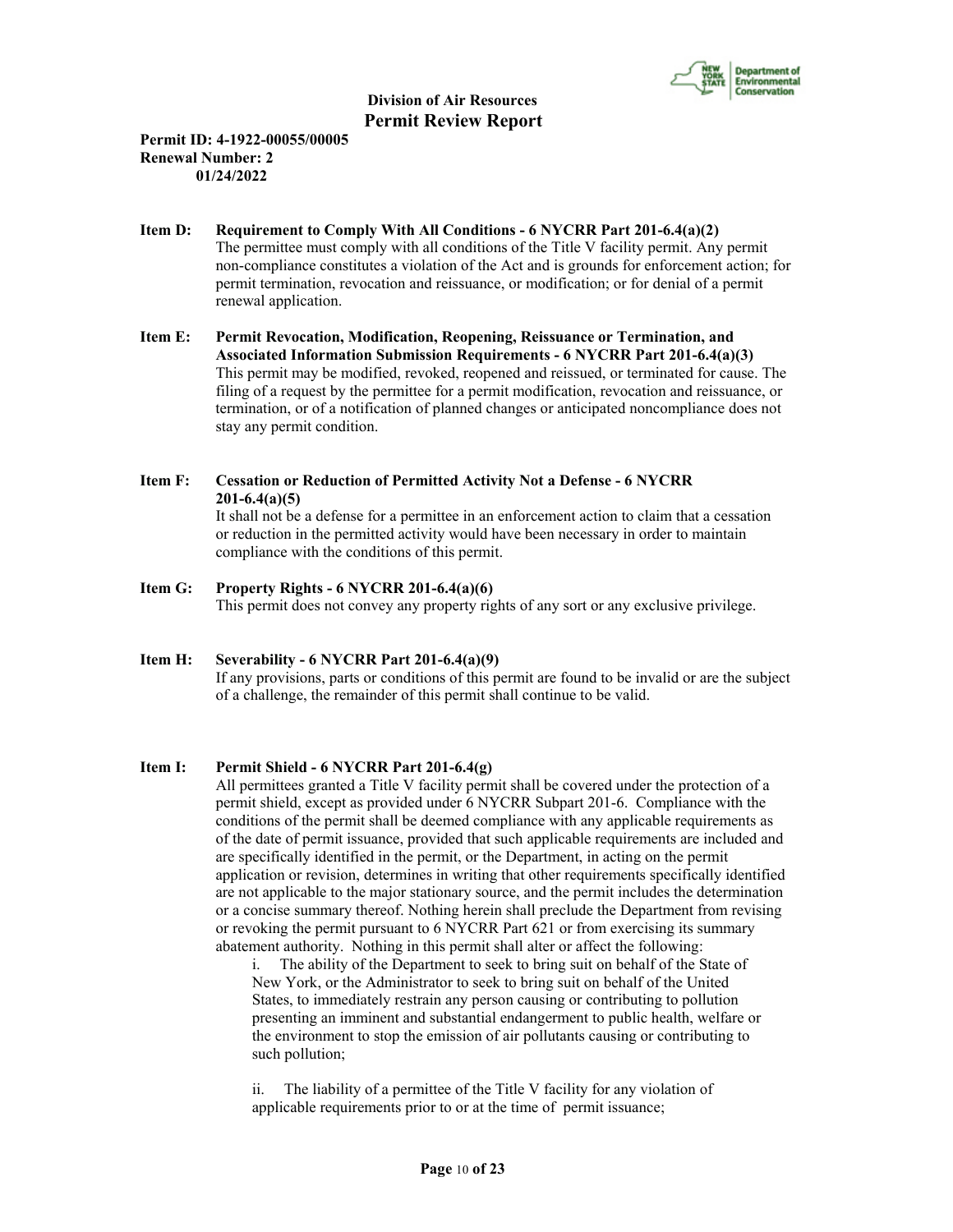**Division of Air Resources**
**Permit Review Report**

**Permit ID: 4-1922-00055/00005**
**Renewal Number: 2**
**01/24/2022**

**Item D: Requirement to Comply With All Conditions - 6 NYCRR Part 201-6.4(a)(2)**
The permittee must comply with all conditions of the Title V facility permit. Any permit non-compliance constitutes a violation of the Act and is grounds for enforcement action; for permit termination, revocation and reissuance, or modification; or for denial of a permit renewal application.

**Item E: Permit Revocation, Modification, Reopening, Reissuance or Termination, and Associated Information Submission Requirements - 6 NYCRR Part 201-6.4(a)(3)**
This permit may be modified, revoked, reopened and reissued, or terminated for cause. The filing of a request by the permittee for a permit modification, revocation and reissuance, or termination, or of a notification of planned changes or anticipated noncompliance does not stay any permit condition.

**Item F: Cessation or Reduction of Permitted Activity Not a Defense - 6 NYCRR 201-6.4(a)(5)**
It shall not be a defense for a permittee in an enforcement action to claim that a cessation or reduction in the permitted activity would have been necessary in order to maintain compliance with the conditions of this permit.

**Item G: Property Rights - 6 NYCRR 201-6.4(a)(6)**
This permit does not convey any property rights of any sort or any exclusive privilege.

**Item H: Severability - 6 NYCRR Part 201-6.4(a)(9)**
If any provisions, parts or conditions of this permit are found to be invalid or are the subject of a challenge, the remainder of this permit shall continue to be valid.

**Item I: Permit Shield - 6 NYCRR Part 201-6.4(g)**
All permittees granted a Title V facility permit shall be covered under the protection of a permit shield, except as provided under 6 NYCRR Subpart 201-6. Compliance with the conditions of the permit shall be deemed compliance with any applicable requirements as of the date of permit issuance, provided that such applicable requirements are included and are specifically identified in the permit, or the Department, in acting on the permit application or revision, determines in writing that other requirements specifically identified are not applicable to the major stationary source, and the permit includes the determination or a concise summary thereof. Nothing herein shall preclude the Department from revising or revoking the permit pursuant to 6 NYCRR Part 621 or from exercising its summary abatement authority. Nothing in this permit shall alter or affect the following:

i. The ability of the Department to seek to bring suit on behalf of the State of New York, or the Administrator to seek to bring suit on behalf of the United States, to immediately restrain any person causing or contributing to pollution presenting an imminent and substantial endangerment to public health, welfare or the environment to stop the emission of air pollutants causing or contributing to such pollution;

ii. The liability of a permittee of the Title V facility for any violation of applicable requirements prior to or at the time of permit issuance;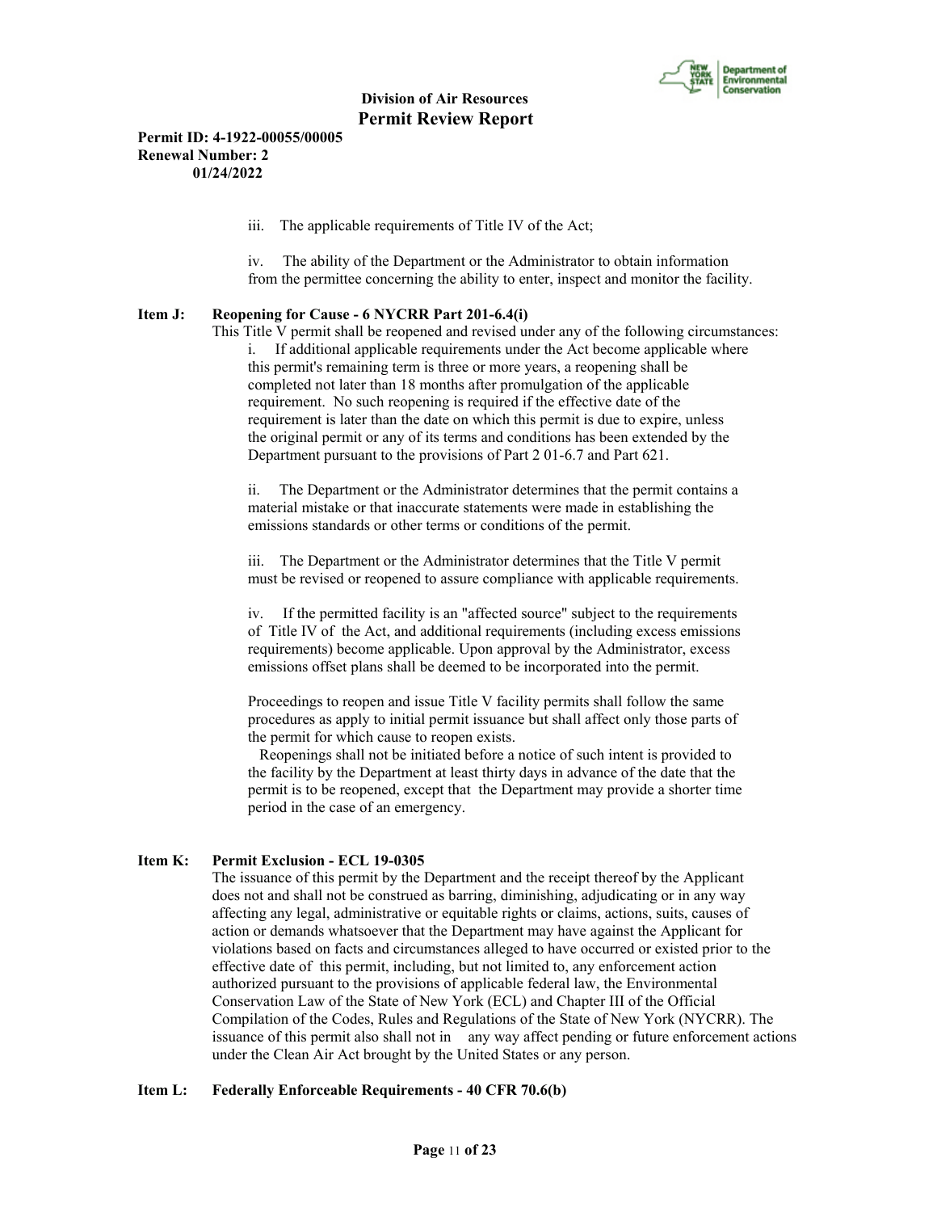iii. The applicable requirements of Title IV of the Act;

iv. The ability of the Department or the Administrator to obtain information from the permittee concerning the ability to enter, inspect and monitor the facility.

**Item J: Reopening for Cause - 6 NYCRR Part 201-6.4(i)**

This Title V permit shall be reopened and revised under any of the following circumstances:

i. If additional applicable requirements under the Act become applicable where this permit's remaining term is three or more years, a reopening shall be completed not later than 18 months after promulgation of the applicable requirement. No such reopening is required if the effective date of the requirement is later than the date on which this permit is due to expire, unless the original permit or any of its terms and conditions has been extended by the Department pursuant to the provisions of Part 2 01-6.7 and Part 621.

ii. The Department or the Administrator determines that the permit contains a material mistake or that inaccurate statements were made in establishing the emissions standards or other terms or conditions of the permit.

iii. The Department or the Administrator determines that the Title V permit must be revised or reopened to assure compliance with applicable requirements.

iv. If the permitted facility is an "affected source" subject to the requirements of Title IV of the Act, and additional requirements (including excess emissions requirements) become applicable. Upon approval by the Administrator, excess emissions offset plans shall be deemed to be incorporated into the permit.

Proceedings to reopen and issue Title V facility permits shall follow the same procedures as apply to initial permit issuance but shall affect only those parts of the permit for which cause to reopen exists.

Reopenings shall not be initiated before a notice of such intent is provided to the facility by the Department at least thirty days in advance of the date that the permit is to be reopened, except that the Department may provide a shorter time period in the case of an emergency.

**Item K: Permit Exclusion - ECL 19-0305**

The issuance of this permit by the Department and the receipt thereof by the Applicant does not and shall not be construed as barring, diminishing, adjudicating or in any way affecting any legal, administrative or equitable rights or claims, actions, suits, causes of action or demands whatsoever that the Department may have against the Applicant for violations based on facts and circumstances alleged to have occurred or existed prior to the effective date of this permit, including, but not limited to, any enforcement action authorized pursuant to the provisions of applicable federal law, the Environmental Conservation Law of the State of New York (ECL) and Chapter III of the Official Compilation of the Codes, Rules and Regulations of the State of New York (NYCRR). The issuance of this permit also shall not in any way affect pending or future enforcement actions under the Clean Air Act brought by the United States or any person.

**Item L: Federally Enforceable Requirements - 40 CFR 70.6(b)**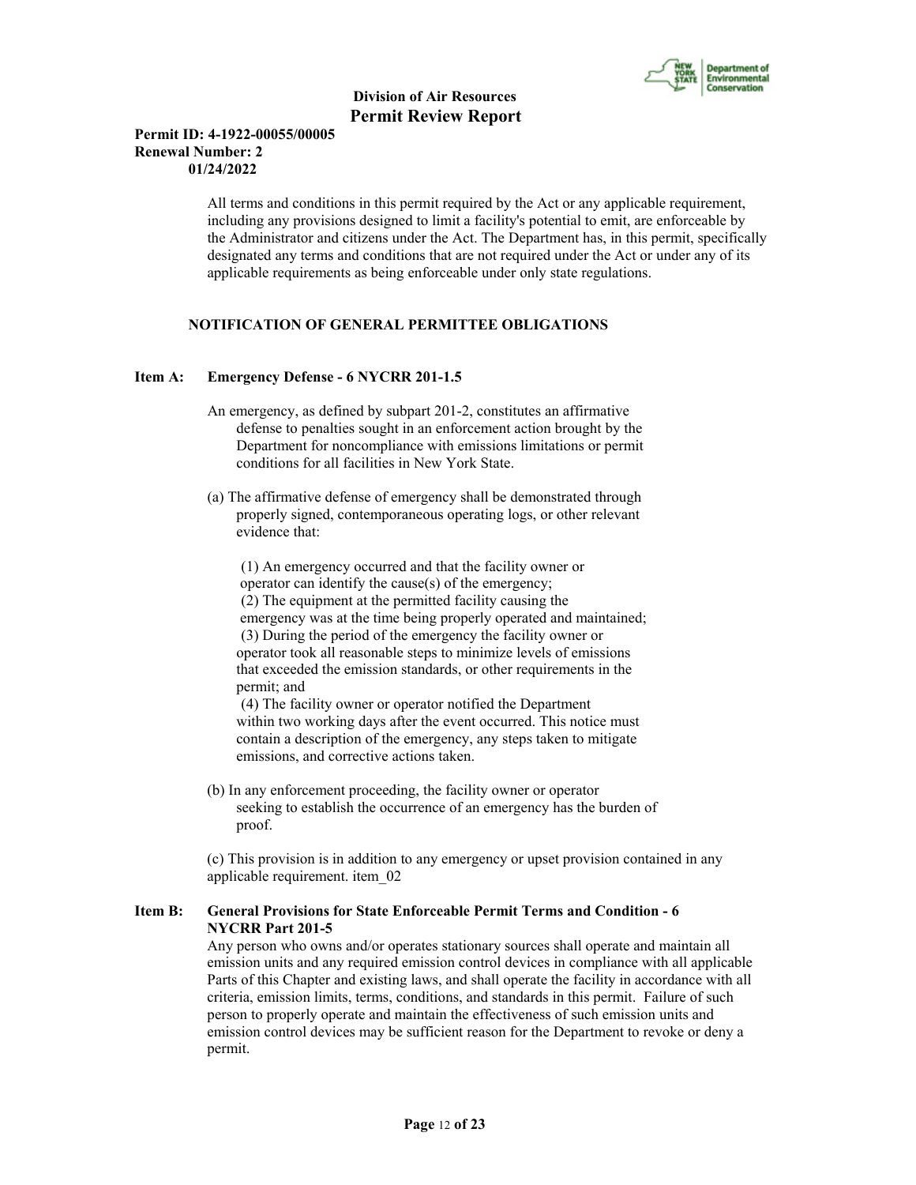All terms and conditions in this permit required by the Act or any applicable requirement, including any provisions designed to limit a facility's potential to emit, are enforceable by the Administrator and citizens under the Act. The Department has, in this permit, specifically designated any terms and conditions that are not required under the Act or under any of its applicable requirements as being enforceable under only state regulations.

**NOTIFICATION OF GENERAL PERMITTEE OBLIGATIONS**

**Item A: Emergency Defense - 6 NYCRR 201-1.5**

An emergency, as defined by subpart 201-2, constitutes an affirmative defense to penalties sought in an enforcement action brought by the Department for noncompliance with emissions limitations or permit conditions for all facilities in New York State.

(a) The affirmative defense of emergency shall be demonstrated through properly signed, contemporaneous operating logs, or other relevant evidence that:

(1) An emergency occurred and that the facility owner or operator can identify the cause(s) of the emergency;
(2) The equipment at the permitted facility causing the emergency was at the time being properly operated and maintained;
(3) During the period of the emergency the facility owner or operator took all reasonable steps to minimize levels of emissions that exceeded the emission standards, or other requirements in the permit; and
(4) The facility owner or operator notified the Department within two working days after the event occurred. This notice must contain a description of the emergency, any steps taken to mitigate emissions, and corrective actions taken.

(b) In any enforcement proceeding, the facility owner or operator seeking to establish the occurrence of an emergency has the burden of proof.

(c) This provision is in addition to any emergency or upset provision contained in any applicable requirement. item_02

**Item B: General Provisions for State Enforceable Permit Terms and Condition - 6 NYCRR Part 201-5**

Any person who owns and/or operates stationary sources shall operate and maintain all emission units and any required emission control devices in compliance with all applicable Parts of this Chapter and existing laws, and shall operate the facility in accordance with all criteria, emission limits, terms, conditions, and standards in this permit. Failure of such person to properly operate and maintain the effectiveness of such emission units and emission control devices may be sufficient reason for the Department to revoke or deny a permit.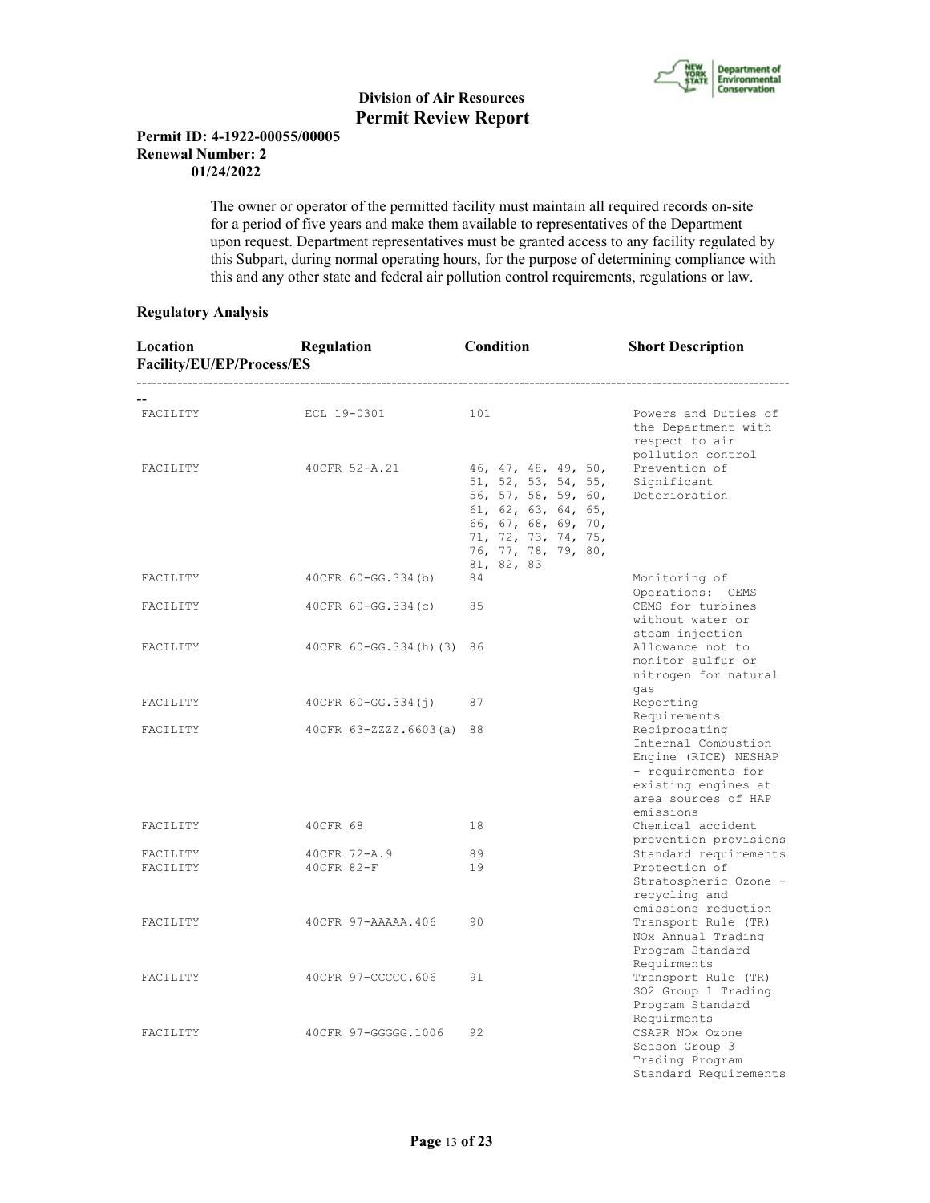The owner or operator of the permitted facility must maintain all required records on-site for a period of five years and make them available to representatives of the Department upon request. Department representatives must be granted access to any facility regulated by this Subpart, during normal operating hours, for the purpose of determining compliance with this and any other state and federal air pollution control requirements, regulations or law.

**Regulatory Analysis**

| Location Facility/EU/EP/Process/ES | Regulation | Condition | Short Description |
|---|---|---|---|
| FACILITY | ECL 19-0301 | 101 | Powers and Duties of the Department with respect to air pollution control |
| FACILITY | 40CFR 52-A.21 | 46, 47, 48, 49, 50, 51, 52, 53, 54, 55, 56, 57, 58, 59, 60, 61, 62, 63, 64, 65, 66, 67, 68, 69, 70, 71, 72, 73, 74, 75, 76, 77, 78, 79, 80, 81, 82, 83 | Prevention of Significant Deterioration |
| FACILITY | 40CFR 60-GG.334(b) | 84 | Monitoring of Operations: CEMS |
| FACILITY | 40CFR 60-GG.334(c) | 85 | CEMS for turbines without water or steam injection |
| FACILITY | 40CFR 60-GG.334(h)(3) | 86 | Allowance not to monitor sulfur or nitrogen for natural gas |
| FACILITY | 40CFR 60-GG.334(j) | 87 | Reporting Requirements |
| FACILITY | 40CFR 63-ZZZZ.6603(a) | 88 | Reciprocating Internal Combustion Engine (RICE) NESHAP - requirements for existing engines at area sources of HAP emissions |
| FACILITY | 40CFR 68 | 18 | Chemical accident prevention provisions |
| FACILITY | 40CFR 72-A.9 | 89 | Standard requirements |
| FACILITY | 40CFR 82-F | 19 | Protection of Stratospheric Ozone - recycling and emissions reduction |
| FACILITY | 40CFR 97-AAAAA.406 | 90 | Transport Rule (TR) NOx Annual Trading Program Standard Requirments |
| FACILITY | 40CFR 97-CCCCC.606 | 91 | Transport Rule (TR) SO2 Group 1 Trading Program Standard Requirments |
| FACILITY | 40CFR 97-GGGGG.1006 | 92 | CSAPR NOx Ozone Season Group 3 Trading Program Standard Requirements |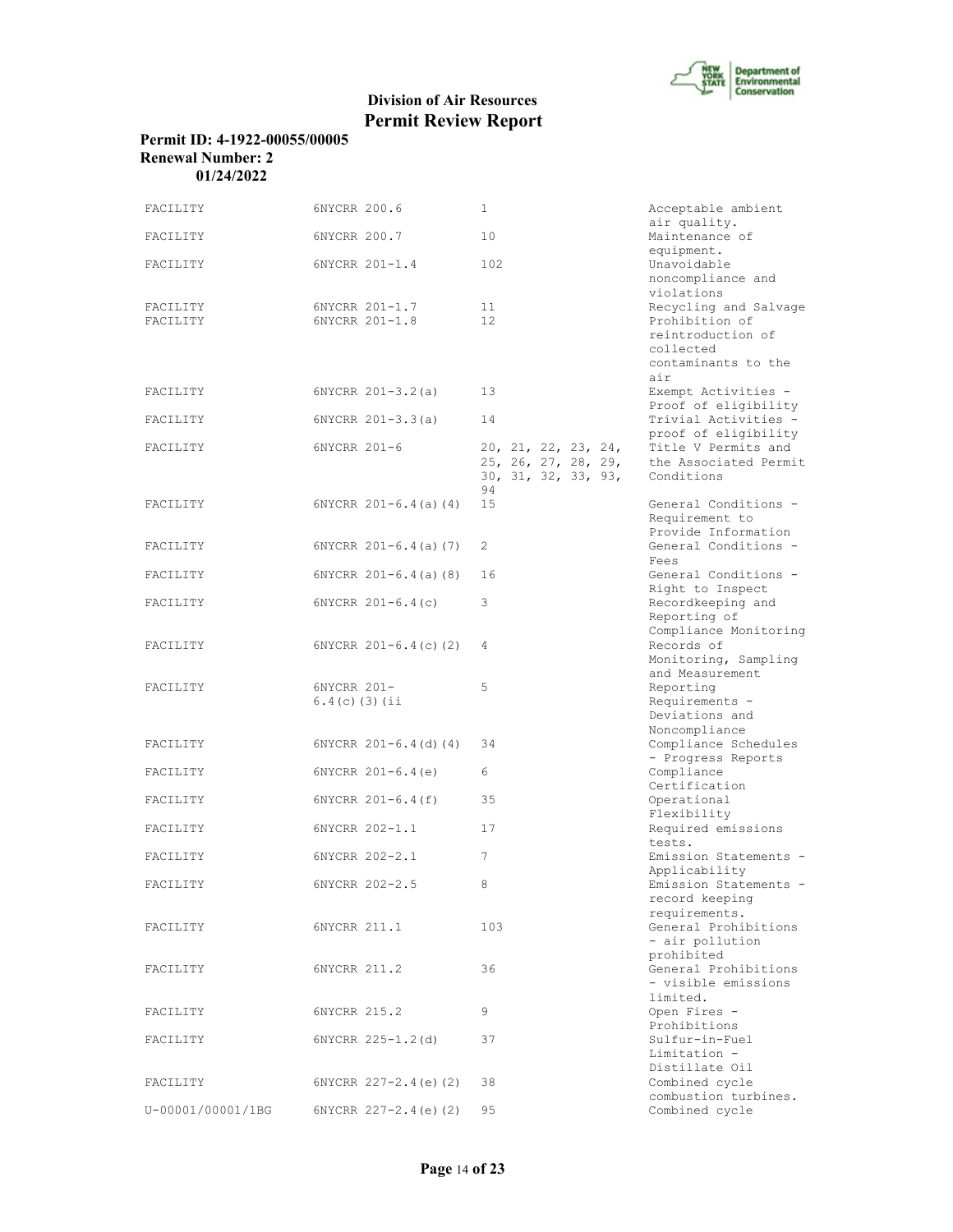**Division of Air Resources**
**Permit Review Report**

**Permit ID: 4-1922-00055/00005**
**Renewal Number: 2**
**01/24/2022**

| | | | |
|---|---|---|---|
| FACILITY | 6NYCRR 200.6 | 1 | Acceptable ambient air quality. |
| FACILITY | 6NYCRR 200.7 | 10 | Maintenance of equipment. |
| FACILITY | 6NYCRR 201-1.4 | 102 | Unavoidable noncompliance and violations |
| FACILITY | 6NYCRR 201-1.7 | 11 | Recycling and Salvage |
| FACILITY | 6NYCRR 201-1.8 | 12 | Prohibition of reintroduction of collected contaminants to the air |
| FACILITY | 6NYCRR 201-3.2(a) | 13 | Exempt Activities - Proof of eligibility |
| FACILITY | 6NYCRR 201-3.3(a) | 14 | Trivial Activities - proof of eligibility |
| FACILITY | 6NYCRR 201-6 | 20, 21, 22, 23, 24, 25, 26, 27, 28, 29, 30, 31, 32, 33, 93, 94 | Title V Permits and the Associated Permit Conditions |
| FACILITY | 6NYCRR 201-6.4(a)(4) | 15 | General Conditions - Requirement to Provide Information |
| FACILITY | 6NYCRR 201-6.4(a)(7) | 2 | General Conditions - Fees |
| FACILITY | 6NYCRR 201-6.4(a)(8) | 16 | General Conditions - Right to Inspect |
| FACILITY | 6NYCRR 201-6.4(c) | 3 | Recordkeeping and Reporting of Compliance Monitoring |
| FACILITY | 6NYCRR 201-6.4(c)(2) | 4 | Records of Monitoring, Sampling and Measurement |
| FACILITY | 6NYCRR 201-6.4(c)(3)(ii | 5 | Reporting Requirements - Deviations and Noncompliance |
| FACILITY | 6NYCRR 201-6.4(d)(4) | 34 | Compliance Schedules - Progress Reports |
| FACILITY | 6NYCRR 201-6.4(e) | 6 | Compliance Certification |
| FACILITY | 6NYCRR 201-6.4(f) | 35 | Operational Flexibility |
| FACILITY | 6NYCRR 202-1.1 | 17 | Required emissions tests. |
| FACILITY | 6NYCRR 202-2.1 | 7 | Emission Statements - Applicability |
| FACILITY | 6NYCRR 202-2.5 | 8 | Emission Statements - record keeping requirements. |
| FACILITY | 6NYCRR 211.1 | 103 | General Prohibitions - air pollution prohibited |
| FACILITY | 6NYCRR 211.2 | 36 | General Prohibitions - visible emissions limited. |
| FACILITY | 6NYCRR 215.2 | 9 | Open Fires - Prohibitions |
| FACILITY | 6NYCRR 225-1.2(d) | 37 | Sulfur-in-Fuel Limitation - Distillate Oil |
| FACILITY | 6NYCRR 227-2.4(e)(2) | 38 | Combined cycle combustion turbines. |
| U-00001/00001/1BG | 6NYCRR 227-2.4(e)(2) | 95 | Combined cycle |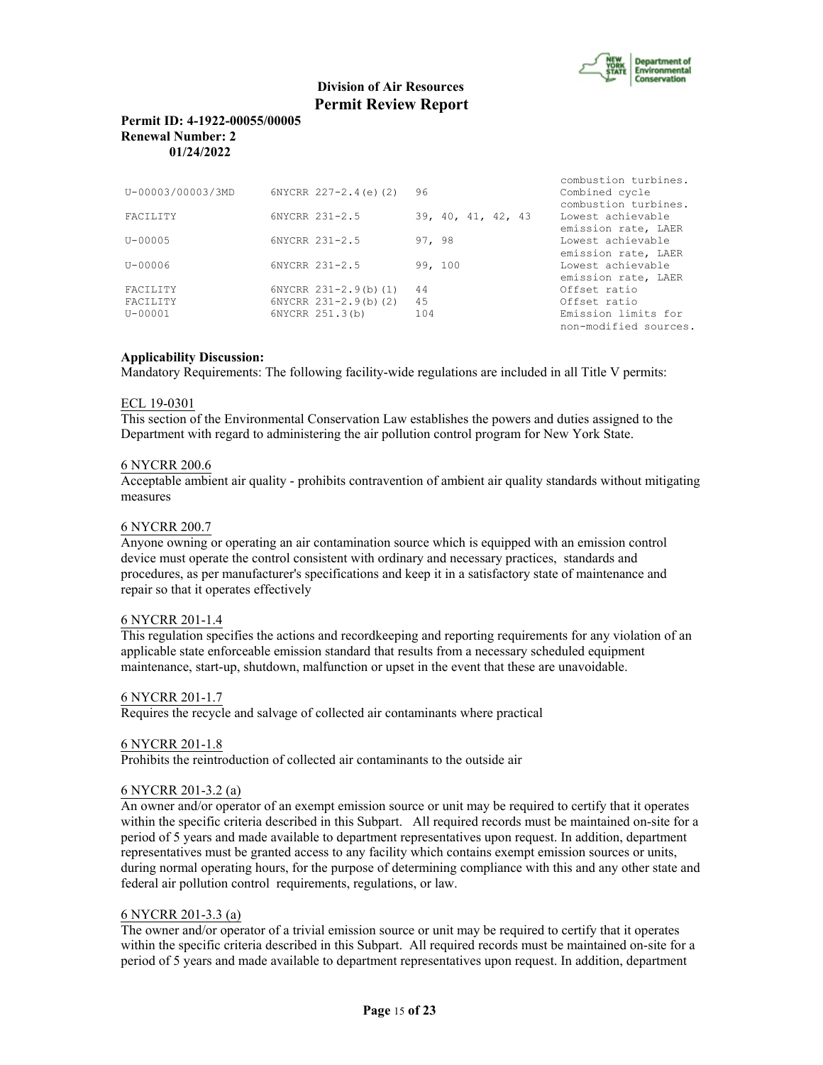| | | | combustion turbines. |
|---|---|---|---|
| U-00003/00003/3MD | 6NYCRR 227-2.4(e)(2) | 96 | Combined cycle combustion turbines. |
| FACILITY | 6NYCRR 231-2.5 | 39, 40, 41, 42, 43 | Lowest achievable emission rate, LAER |
| U-00005 | 6NYCRR 231-2.5 | 97, 98 | Lowest achievable emission rate, LAER |
| U-00006 | 6NYCRR 231-2.5 | 99, 100 | Lowest achievable emission rate, LAER |
| FACILITY | 6NYCRR 231-2.9(b)(1) | 44 | Offset ratio |
| FACILITY | 6NYCRR 231-2.9(b)(2) | 45 | Offset ratio |
| U-00001 | 6NYCRR 251.3(b) | 104 | Emission limits for non-modified sources. |

**Applicability Discussion:**
Mandatory Requirements: The following facility-wide regulations are included in all Title V permits:

ECL 19-0301
This section of the Environmental Conservation Law establishes the powers and duties assigned to the Department with regard to administering the air pollution control program for New York State.

6 NYCRR 200.6
Acceptable ambient air quality - prohibits contravention of ambient air quality standards without mitigating measures

6 NYCRR 200.7
Anyone owning or operating an air contamination source which is equipped with an emission control device must operate the control consistent with ordinary and necessary practices, standards and procedures, as per manufacturer's specifications and keep it in a satisfactory state of maintenance and repair so that it operates effectively

6 NYCRR 201-1.4
This regulation specifies the actions and recordkeeping and reporting requirements for any violation of an applicable state enforceable emission standard that results from a necessary scheduled equipment maintenance, start-up, shutdown, malfunction or upset in the event that these are unavoidable.

6 NYCRR 201-1.7
Requires the recycle and salvage of collected air contaminants where practical

6 NYCRR 201-1.8
Prohibits the reintroduction of collected air contaminants to the outside air

6 NYCRR 201-3.2 (a)
An owner and/or operator of an exempt emission source or unit may be required to certify that it operates within the specific criteria described in this Subpart. All required records must be maintained on-site for a period of 5 years and made available to department representatives upon request. In addition, department representatives must be granted access to any facility which contains exempt emission sources or units, during normal operating hours, for the purpose of determining compliance with this and any other state and federal air pollution control requirements, regulations, or law.

6 NYCRR 201-3.3 (a)
The owner and/or operator of a trivial emission source or unit may be required to certify that it operates within the specific criteria described in this Subpart. All required records must be maintained on-site for a period of 5 years and made available to department representatives upon request. In addition, department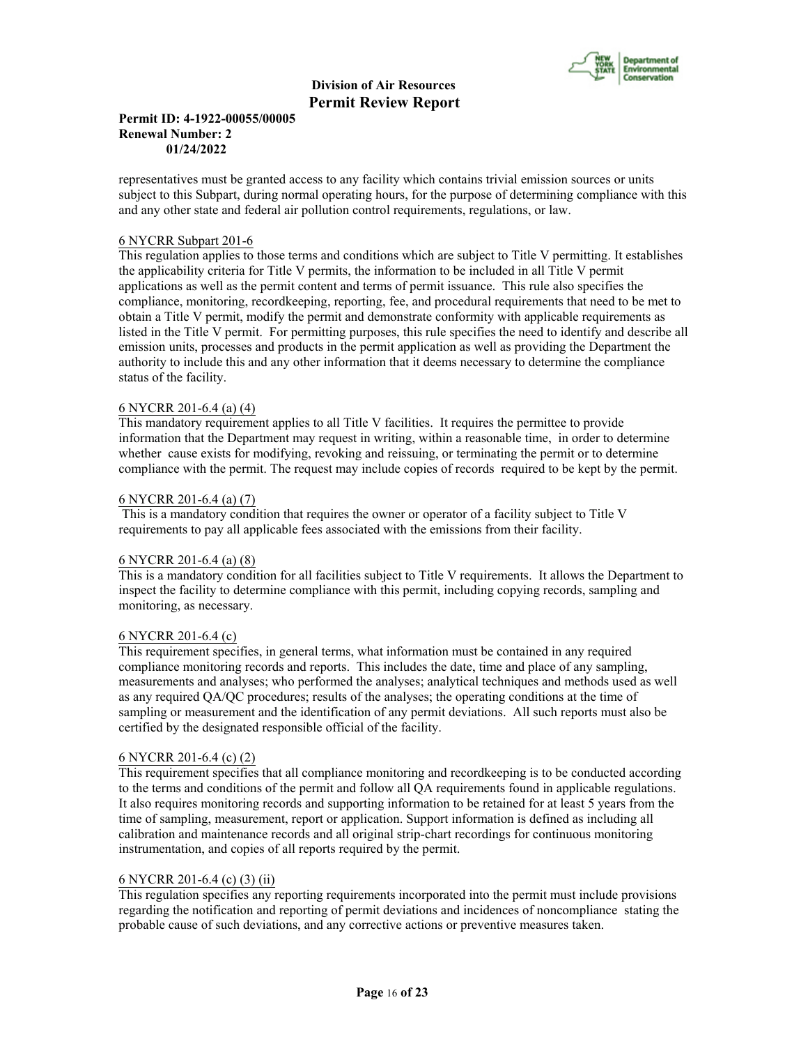representatives must be granted access to any facility which contains trivial emission sources or units subject to this Subpart, during normal operating hours, for the purpose of determining compliance with this and any other state and federal air pollution control requirements, regulations, or law.

6 NYCRR Subpart 201-6

This regulation applies to those terms and conditions which are subject to Title V permitting. It establishes the applicability criteria for Title V permits, the information to be included in all Title V permit applications as well as the permit content and terms of permit issuance. This rule also specifies the compliance, monitoring, recordkeeping, reporting, fee, and procedural requirements that need to be met to obtain a Title V permit, modify the permit and demonstrate conformity with applicable requirements as listed in the Title V permit. For permitting purposes, this rule specifies the need to identify and describe all emission units, processes and products in the permit application as well as providing the Department the authority to include this and any other information that it deems necessary to determine the compliance status of the facility.

6 NYCRR 201-6.4 (a) (4)

This mandatory requirement applies to all Title V facilities. It requires the permittee to provide information that the Department may request in writing, within a reasonable time, in order to determine whether cause exists for modifying, revoking and reissuing, or terminating the permit or to determine compliance with the permit. The request may include copies of records required to be kept by the permit.

6 NYCRR 201-6.4 (a) (7)

This is a mandatory condition that requires the owner or operator of a facility subject to Title V requirements to pay all applicable fees associated with the emissions from their facility.

6 NYCRR 201-6.4 (a) (8)

This is a mandatory condition for all facilities subject to Title V requirements. It allows the Department to inspect the facility to determine compliance with this permit, including copying records, sampling and monitoring, as necessary.

6 NYCRR 201-6.4 (c)

This requirement specifies, in general terms, what information must be contained in any required compliance monitoring records and reports. This includes the date, time and place of any sampling, measurements and analyses; who performed the analyses; analytical techniques and methods used as well as any required QA/QC procedures; results of the analyses; the operating conditions at the time of sampling or measurement and the identification of any permit deviations. All such reports must also be certified by the designated responsible official of the facility.

6 NYCRR 201-6.4 (c) (2)

This requirement specifies that all compliance monitoring and recordkeeping is to be conducted according to the terms and conditions of the permit and follow all QA requirements found in applicable regulations. It also requires monitoring records and supporting information to be retained for at least 5 years from the time of sampling, measurement, report or application. Support information is defined as including all calibration and maintenance records and all original strip-chart recordings for continuous monitoring instrumentation, and copies of all reports required by the permit.

6 NYCRR 201-6.4 (c) (3) (ii)

This regulation specifies any reporting requirements incorporated into the permit must include provisions regarding the notification and reporting of permit deviations and incidences of noncompliance stating the probable cause of such deviations, and any corrective actions or preventive measures taken.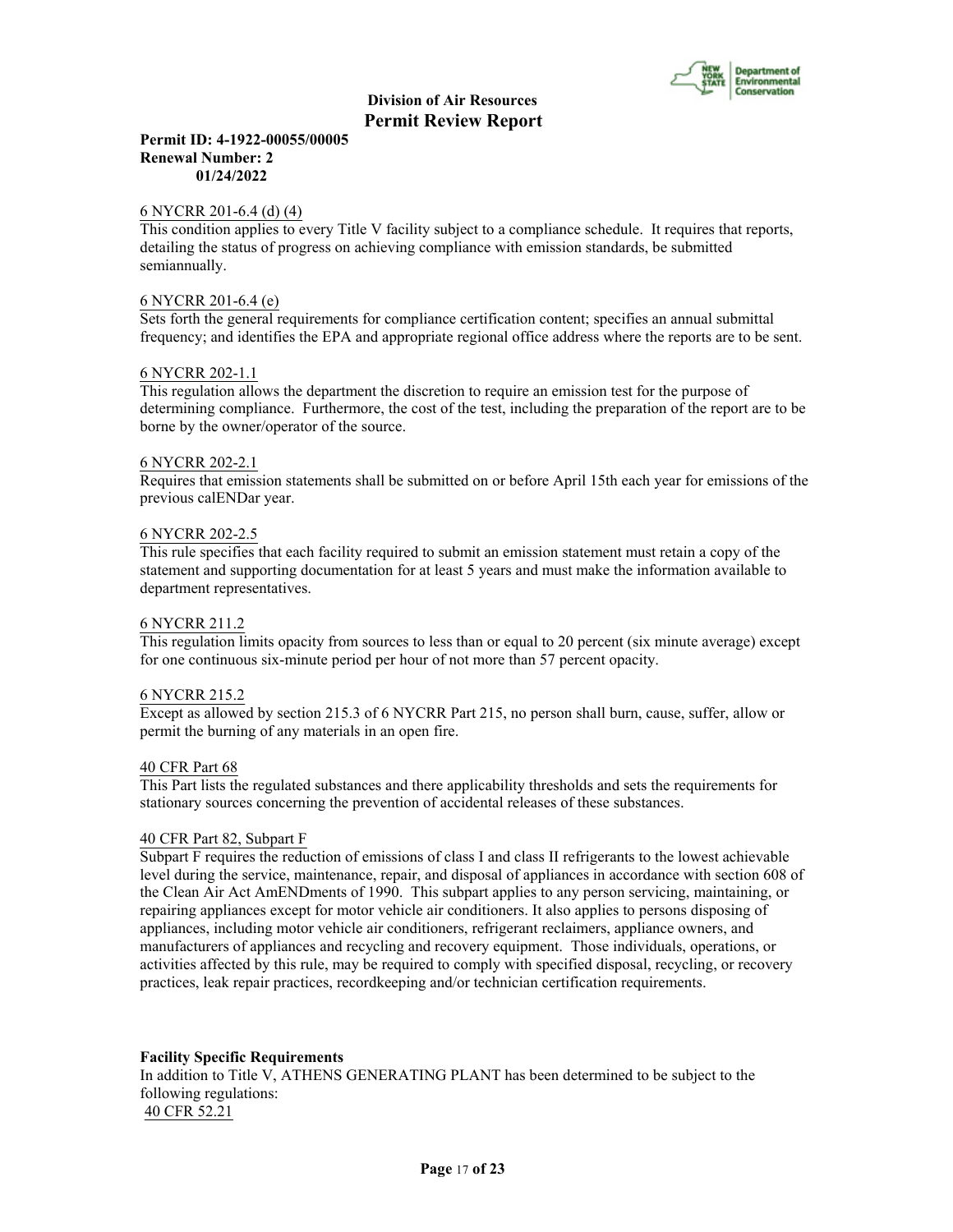6 NYCRR 201-6.4 (d) (4)
This condition applies to every Title V facility subject to a compliance schedule. It requires that reports, detailing the status of progress on achieving compliance with emission standards, be submitted semiannually.

6 NYCRR 201-6.4 (e)
Sets forth the general requirements for compliance certification content; specifies an annual submittal frequency; and identifies the EPA and appropriate regional office address where the reports are to be sent.

6 NYCRR 202-1.1
This regulation allows the department the discretion to require an emission test for the purpose of determining compliance. Furthermore, the cost of the test, including the preparation of the report are to be borne by the owner/operator of the source.

6 NYCRR 202-2.1
Requires that emission statements shall be submitted on or before April 15th each year for emissions of the previous calENDar year.

6 NYCRR 202-2.5
This rule specifies that each facility required to submit an emission statement must retain a copy of the statement and supporting documentation for at least 5 years and must make the information available to department representatives.

6 NYCRR 211.2
This regulation limits opacity from sources to less than or equal to 20 percent (six minute average) except for one continuous six-minute period per hour of not more than 57 percent opacity.

6 NYCRR 215.2
Except as allowed by section 215.3 of 6 NYCRR Part 215, no person shall burn, cause, suffer, allow or permit the burning of any materials in an open fire.

40 CFR Part 68
This Part lists the regulated substances and there applicability thresholds and sets the requirements for stationary sources concerning the prevention of accidental releases of these substances.

40 CFR Part 82, Subpart F
Subpart F requires the reduction of emissions of class I and class II refrigerants to the lowest achievable level during the service, maintenance, repair, and disposal of appliances in accordance with section 608 of the Clean Air Act AmENDments of 1990. This subpart applies to any person servicing, maintaining, or repairing appliances except for motor vehicle air conditioners. It also applies to persons disposing of appliances, including motor vehicle air conditioners, refrigerant reclaimers, appliance owners, and manufacturers of appliances and recycling and recovery equipment. Those individuals, operations, or activities affected by this rule, may be required to comply with specified disposal, recycling, or recovery practices, leak repair practices, recordkeeping and/or technician certification requirements.

**Facility Specific Requirements**
In addition to Title V, ATHENS GENERATING PLANT has been determined to be subject to the following regulations:
40 CFR 52.21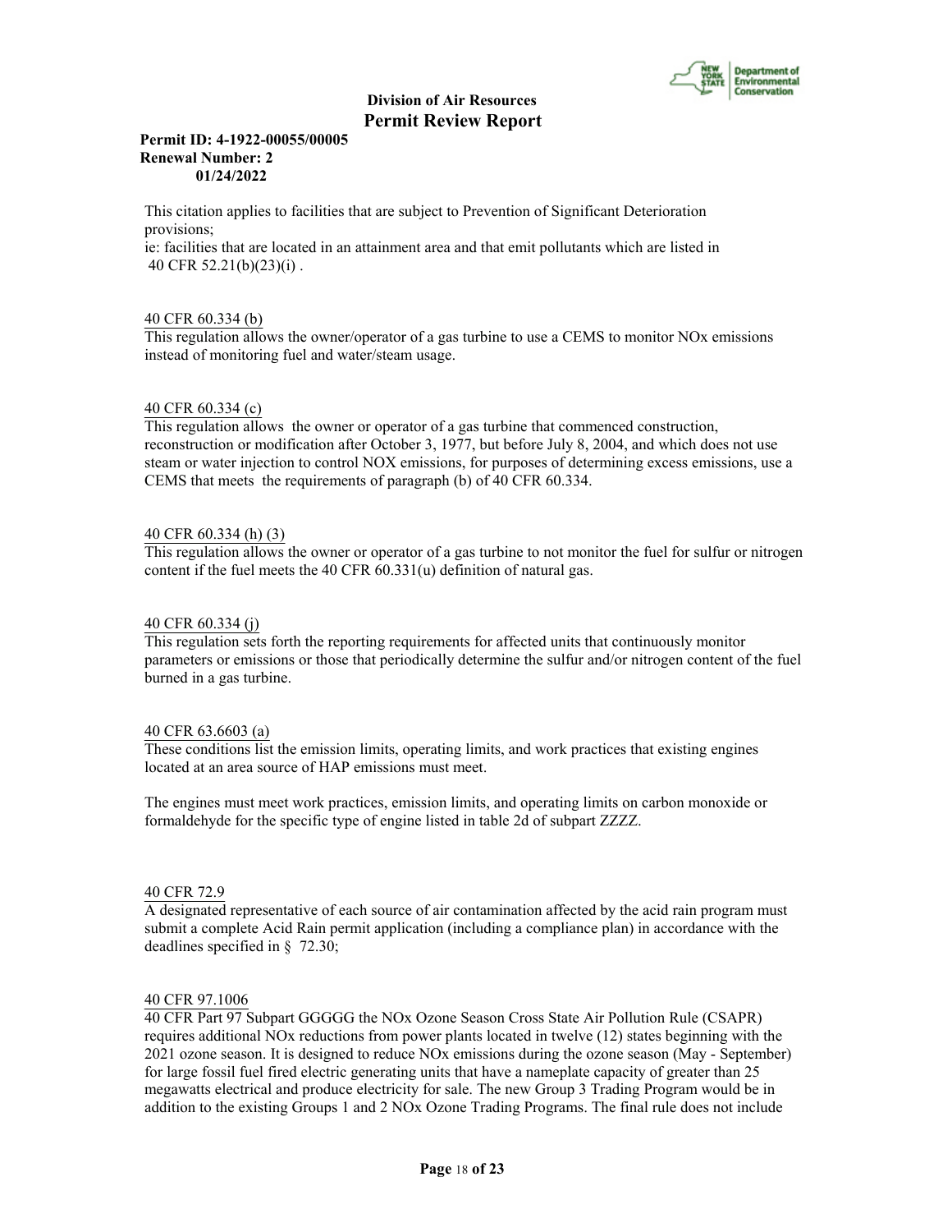This citation applies to facilities that are subject to Prevention of Significant Deterioration provisions;
ie: facilities that are located in an attainment area and that emit pollutants which are listed in 40 CFR 52.21(b)(23)(i) .

40 CFR 60.334 (b)
This regulation allows the owner/operator of a gas turbine to use a CEMS to monitor NOx emissions instead of monitoring fuel and water/steam usage.

40 CFR 60.334 (c)
This regulation allows the owner or operator of a gas turbine that commenced construction, reconstruction or modification after October 3, 1977, but before July 8, 2004, and which does not use steam or water injection to control NOX emissions, for purposes of determining excess emissions, use a CEMS that meets the requirements of paragraph (b) of 40 CFR 60.334.

40 CFR 60.334 (h) (3)
This regulation allows the owner or operator of a gas turbine to not monitor the fuel for sulfur or nitrogen content if the fuel meets the 40 CFR 60.331(u) definition of natural gas.

40 CFR 60.334 (j)
This regulation sets forth the reporting requirements for affected units that continuously monitor parameters or emissions or those that periodically determine the sulfur and/or nitrogen content of the fuel burned in a gas turbine.

40 CFR 63.6603 (a)
These conditions list the emission limits, operating limits, and work practices that existing engines located at an area source of HAP emissions must meet.

The engines must meet work practices, emission limits, and operating limits on carbon monoxide or formaldehyde for the specific type of engine listed in table 2d of subpart ZZZZ.

40 CFR 72.9
A designated representative of each source of air contamination affected by the acid rain program must submit a complete Acid Rain permit application (including a compliance plan) in accordance with the deadlines specified in § 72.30;

40 CFR 97.1006
40 CFR Part 97 Subpart GGGGG the NOx Ozone Season Cross State Air Pollution Rule (CSAPR) requires additional NOx reductions from power plants located in twelve (12) states beginning with the 2021 ozone season. It is designed to reduce NOx emissions during the ozone season (May - September) for large fossil fuel fired electric generating units that have a nameplate capacity of greater than 25 megawatts electrical and produce electricity for sale. The new Group 3 Trading Program would be in addition to the existing Groups 1 and 2 NOx Ozone Trading Programs. The final rule does not include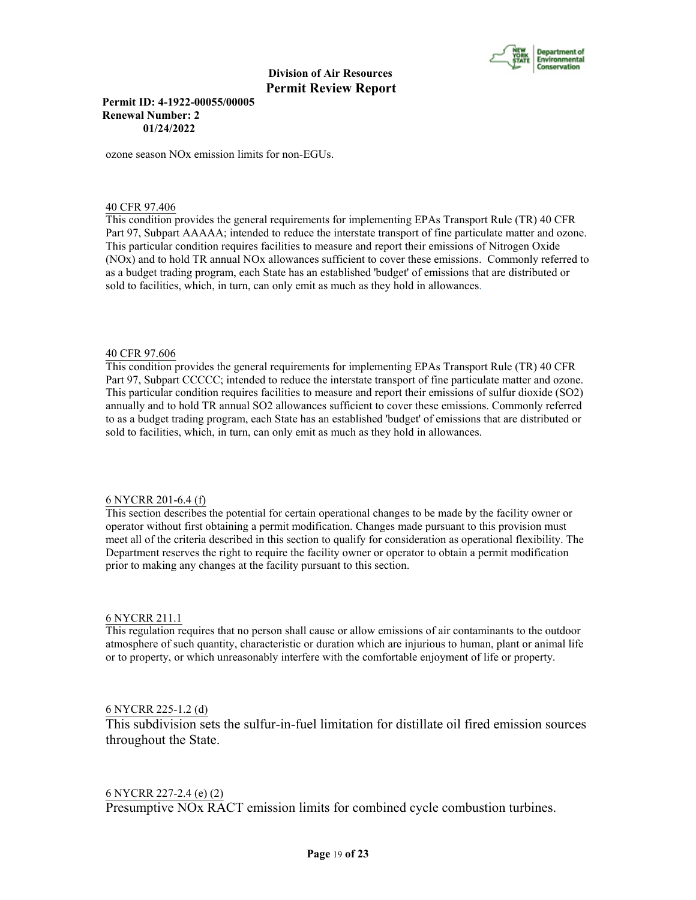ozone season NOx emission limits for non-EGUs.

40 CFR 97.406

This condition provides the general requirements for implementing EPAs Transport Rule (TR) 40 CFR Part 97, Subpart AAAAA; intended to reduce the interstate transport of fine particulate matter and ozone. This particular condition requires facilities to measure and report their emissions of Nitrogen Oxide (NOx) and to hold TR annual NOx allowances sufficient to cover these emissions. Commonly referred to as a budget trading program, each State has an established 'budget' of emissions that are distributed or sold to facilities, which, in turn, can only emit as much as they hold in allowances.

40 CFR 97.606

This condition provides the general requirements for implementing EPAs Transport Rule (TR) 40 CFR Part 97, Subpart CCCCC; intended to reduce the interstate transport of fine particulate matter and ozone. This particular condition requires facilities to measure and report their emissions of sulfur dioxide ($SO_2$) annually and to hold TR annual $SO_2$ allowances sufficient to cover these emissions. Commonly referred to as a budget trading program, each State has an established 'budget' of emissions that are distributed or sold to facilities, which, in turn, can only emit as much as they hold in allowances.

6 NYCRR 201-6.4 (f)

This section describes the potential for certain operational changes to be made by the facility owner or operator without first obtaining a permit modification. Changes made pursuant to this provision must meet all of the criteria described in this section to qualify for consideration as operational flexibility. The Department reserves the right to require the facility owner or operator to obtain a permit modification prior to making any changes at the facility pursuant to this section.

6 NYCRR 211.1

This regulation requires that no person shall cause or allow emissions of air contaminants to the outdoor atmosphere of such quantity, characteristic or duration which are injurious to human, plant or animal life or to property, or which unreasonably interfere with the comfortable enjoyment of life or property.

6 NYCRR 225-1.2 (d)

This subdivision sets the sulfur-in-fuel limitation for distillate oil fired emission sources throughout the State.

6 NYCRR 227-2.4 (e) (2)

Presumptive NOx RACT emission limits for combined cycle combustion turbines.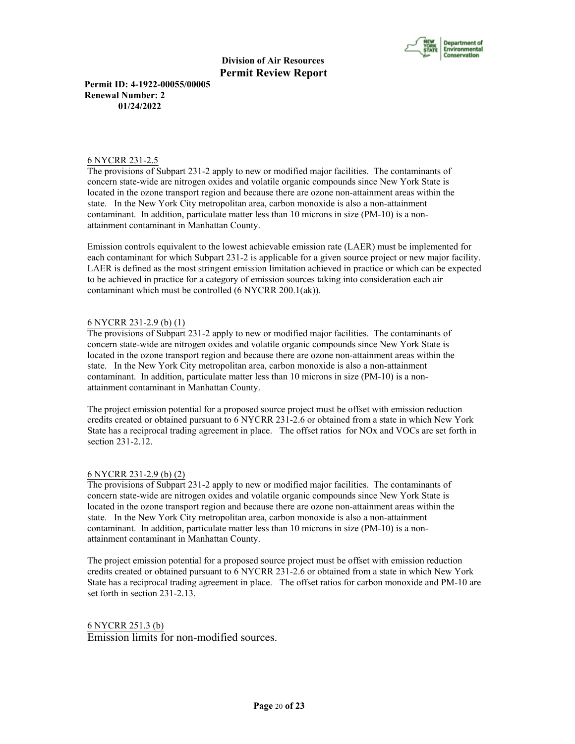6 NYCRR 231-2.5

The provisions of Subpart 231-2 apply to new or modified major facilities. The contaminants of concern state-wide are nitrogen oxides and volatile organic compounds since New York State is located in the ozone transport region and because there are ozone non-attainment areas within the state. In the New York City metropolitan area, carbon monoxide is also a non-attainment contaminant. In addition, particulate matter less than 10 microns in size (PM-10) is a non-attainment contaminant in Manhattan County.

Emission controls equivalent to the lowest achievable emission rate (LAER) must be implemented for each contaminant for which Subpart 231-2 is applicable for a given source project or new major facility. LAER is defined as the most stringent emission limitation achieved in practice or which can be expected to be achieved in practice for a category of emission sources taking into consideration each air contaminant which must be controlled (6 NYCRR 200.1(ak)).

6 NYCRR 231-2.9 (b) (1)

The provisions of Subpart 231-2 apply to new or modified major facilities. The contaminants of concern state-wide are nitrogen oxides and volatile organic compounds since New York State is located in the ozone transport region and because there are ozone non-attainment areas within the state. In the New York City metropolitan area, carbon monoxide is also a non-attainment contaminant. In addition, particulate matter less than 10 microns in size (PM-10) is a non-attainment contaminant in Manhattan County.

The project emission potential for a proposed source project must be offset with emission reduction credits created or obtained pursuant to 6 NYCRR 231-2.6 or obtained from a state in which New York State has a reciprocal trading agreement in place. The offset ratios for NOx and VOCs are set forth in section 231-2.12.

6 NYCRR 231-2.9 (b) (2)

The provisions of Subpart 231-2 apply to new or modified major facilities. The contaminants of concern state-wide are nitrogen oxides and volatile organic compounds since New York State is located in the ozone transport region and because there are ozone non-attainment areas within the state. In the New York City metropolitan area, carbon monoxide is also a non-attainment contaminant. In addition, particulate matter less than 10 microns in size (PM-10) is a non-attainment contaminant in Manhattan County.

The project emission potential for a proposed source project must be offset with emission reduction credits created or obtained pursuant to 6 NYCRR 231-2.6 or obtained from a state in which New York State has a reciprocal trading agreement in place. The offset ratios for carbon monoxide and PM-10 are set forth in section 231-2.13.

6 NYCRR 251.3 (b)

Emission limits for non-modified sources.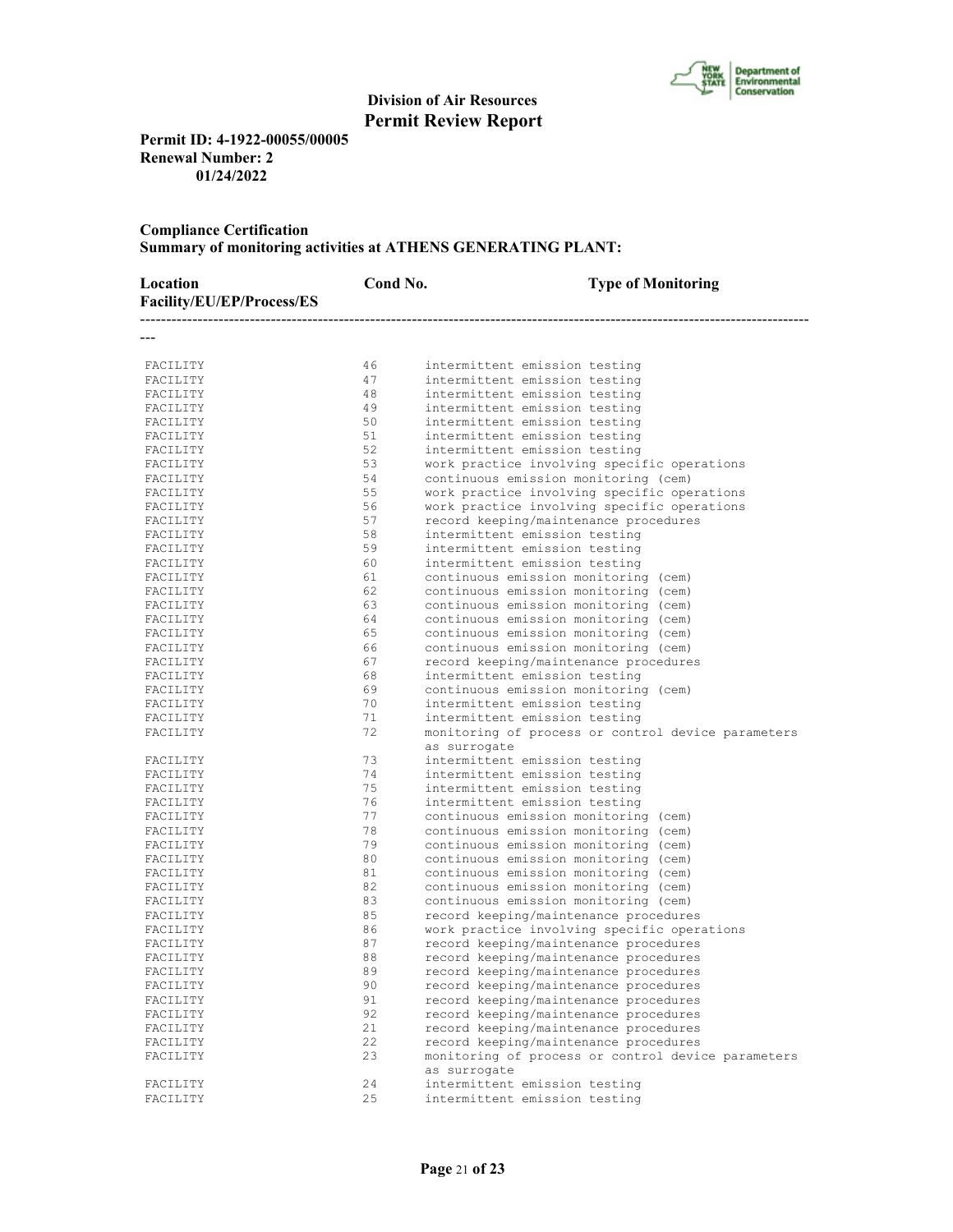**Division of Air Resources**
**Permit Review Report**

**Permit ID: 4-1922-00055/00005**
**Renewal Number: 2**
**01/24/2022**

**Compliance Certification**
**Summary of monitoring activities at ATHENS GENERATING PLANT:**

| Location Facility/EU/EP/Process/ES | Cond No. | Type of Monitoring |
|---|---|---|
| FACILITY | 46 | intermittent emission testing |
| FACILITY | 47 | intermittent emission testing |
| FACILITY | 48 | intermittent emission testing |
| FACILITY | 49 | intermittent emission testing |
| FACILITY | 50 | intermittent emission testing |
| FACILITY | 51 | intermittent emission testing |
| FACILITY | 52 | intermittent emission testing |
| FACILITY | 53 | work practice involving specific operations |
| FACILITY | 54 | continuous emission monitoring (cem) |
| FACILITY | 55 | work practice involving specific operations |
| FACILITY | 56 | work practice involving specific operations |
| FACILITY | 57 | record keeping/maintenance procedures |
| FACILITY | 58 | intermittent emission testing |
| FACILITY | 59 | intermittent emission testing |
| FACILITY | 60 | intermittent emission testing |
| FACILITY | 61 | continuous emission monitoring (cem) |
| FACILITY | 62 | continuous emission monitoring (cem) |
| FACILITY | 63 | continuous emission monitoring (cem) |
| FACILITY | 64 | continuous emission monitoring (cem) |
| FACILITY | 65 | continuous emission monitoring (cem) |
| FACILITY | 66 | continuous emission monitoring (cem) |
| FACILITY | 67 | record keeping/maintenance procedures |
| FACILITY | 68 | intermittent emission testing |
| FACILITY | 69 | continuous emission monitoring (cem) |
| FACILITY | 70 | intermittent emission testing |
| FACILITY | 71 | intermittent emission testing |
| FACILITY | 72 | monitoring of process or control device parameters as surrogate |
| FACILITY | 73 | intermittent emission testing |
| FACILITY | 74 | intermittent emission testing |
| FACILITY | 75 | intermittent emission testing |
| FACILITY | 76 | intermittent emission testing |
| FACILITY | 77 | continuous emission monitoring (cem) |
| FACILITY | 78 | continuous emission monitoring (cem) |
| FACILITY | 79 | continuous emission monitoring (cem) |
| FACILITY | 80 | continuous emission monitoring (cem) |
| FACILITY | 81 | continuous emission monitoring (cem) |
| FACILITY | 82 | continuous emission monitoring (cem) |
| FACILITY | 83 | continuous emission monitoring (cem) |
| FACILITY | 85 | record keeping/maintenance procedures |
| FACILITY | 86 | work practice involving specific operations |
| FACILITY | 87 | record keeping/maintenance procedures |
| FACILITY | 88 | record keeping/maintenance procedures |
| FACILITY | 89 | record keeping/maintenance procedures |
| FACILITY | 90 | record keeping/maintenance procedures |
| FACILITY | 91 | record keeping/maintenance procedures |
| FACILITY | 92 | record keeping/maintenance procedures |
| FACILITY | 21 | record keeping/maintenance procedures |
| FACILITY | 22 | record keeping/maintenance procedures |
| FACILITY | 23 | monitoring of process or control device parameters as surrogate |
| FACILITY | 24 | intermittent emission testing |
| FACILITY | 25 | intermittent emission testing |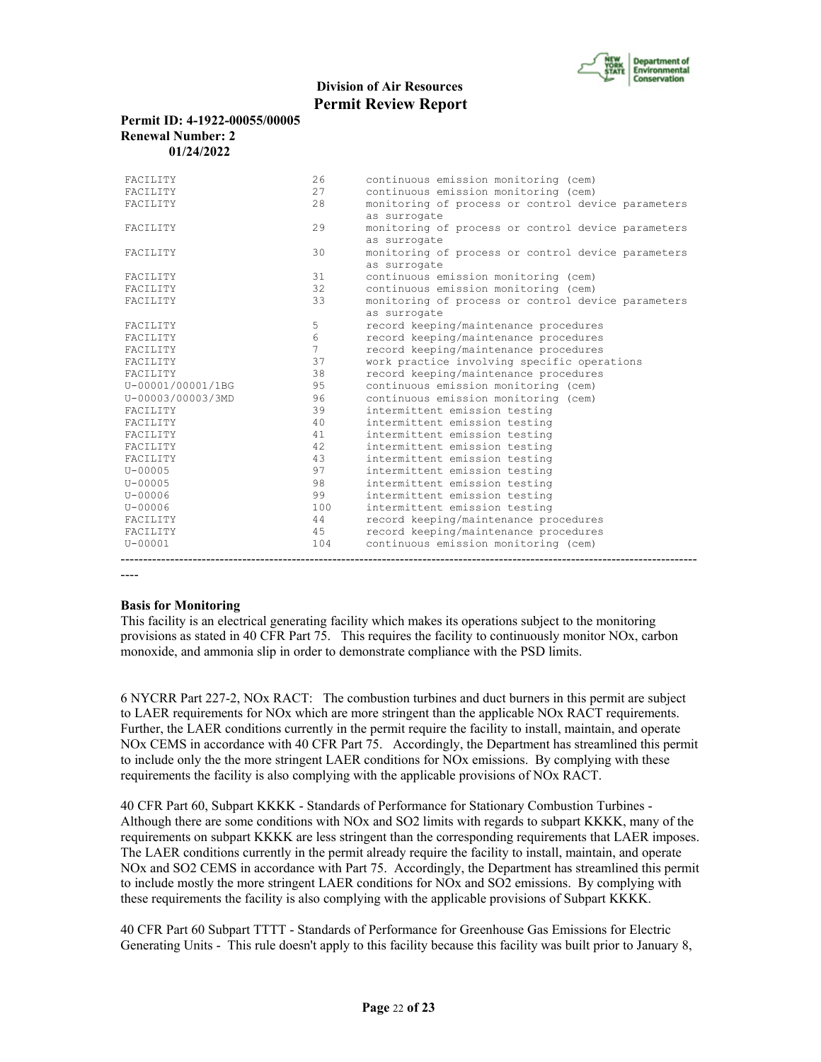| | | |
|---|---|---|
| FACILITY | 26 | continuous emission monitoring (cem) |
| FACILITY | 27 | continuous emission monitoring (cem) |
| FACILITY | 28 | monitoring of process or control device parameters as surrogate |
| FACILITY | 29 | monitoring of process or control device parameters as surrogate |
| FACILITY | 30 | monitoring of process or control device parameters as surrogate |
| FACILITY | 31 | continuous emission monitoring (cem) |
| FACILITY | 32 | continuous emission monitoring (cem) |
| FACILITY | 33 | monitoring of process or control device parameters as surrogate |
| FACILITY | 5 | record keeping/maintenance procedures |
| FACILITY | 6 | record keeping/maintenance procedures |
| FACILITY | 7 | record keeping/maintenance procedures |
| FACILITY | 37 | work practice involving specific operations |
| FACILITY | 38 | record keeping/maintenance procedures |
| U-00001/00001/1BG | 95 | continuous emission monitoring (cem) |
| U-00003/00003/3MD | 96 | continuous emission monitoring (cem) |
| FACILITY | 39 | intermittent emission testing |
| FACILITY | 40 | intermittent emission testing |
| FACILITY | 41 | intermittent emission testing |
| FACILITY | 42 | intermittent emission testing |
| FACILITY | 43 | intermittent emission testing |
| U-00005 | 97 | intermittent emission testing |
| U-00005 | 98 | intermittent emission testing |
| U-00006 | 99 | intermittent emission testing |
| U-00006 | 100 | intermittent emission testing |
| FACILITY | 44 | record keeping/maintenance procedures |
| FACILITY | 45 | record keeping/maintenance procedures |
| U-00001 | 104 | continuous emission monitoring (cem) |

---

**Basis for Monitoring**

This facility is an electrical generating facility which makes its operations subject to the monitoring provisions as stated in 40 CFR Part 75. This requires the facility to continuously monitor NOx, carbon monoxide, and ammonia slip in order to demonstrate compliance with the PSD limits.

6 NYCRR Part 227-2, NOx RACT: The combustion turbines and duct burners in this permit are subject to LAER requirements for NOx which are more stringent than the applicable NOx RACT requirements. Further, the LAER conditions currently in the permit require the facility to install, maintain, and operate NOx CEMS in accordance with 40 CFR Part 75. Accordingly, the Department has streamlined this permit to include only the the more stringent LAER conditions for NOx emissions. By complying with these requirements the facility is also complying with the applicable provisions of NOx RACT.

40 CFR Part 60, Subpart KKKK - Standards of Performance for Stationary Combustion Turbines - Although there are some conditions with NOx and SO2 limits with regards to subpart KKKK, many of the requirements on subpart KKKK are less stringent than the corresponding requirements that LAER imposes. The LAER conditions currently in the permit already require the facility to install, maintain, and operate NOx and SO2 CEMS in accordance with Part 75. Accordingly, the Department has streamlined this permit to include mostly the more stringent LAER conditions for NOx and SO2 emissions. By complying with these requirements the facility is also complying with the applicable provisions of Subpart KKKK.

40 CFR Part 60 Subpart TTTT - Standards of Performance for Greenhouse Gas Emissions for Electric Generating Units - This rule doesn't apply to this facility because this facility was built prior to January 8,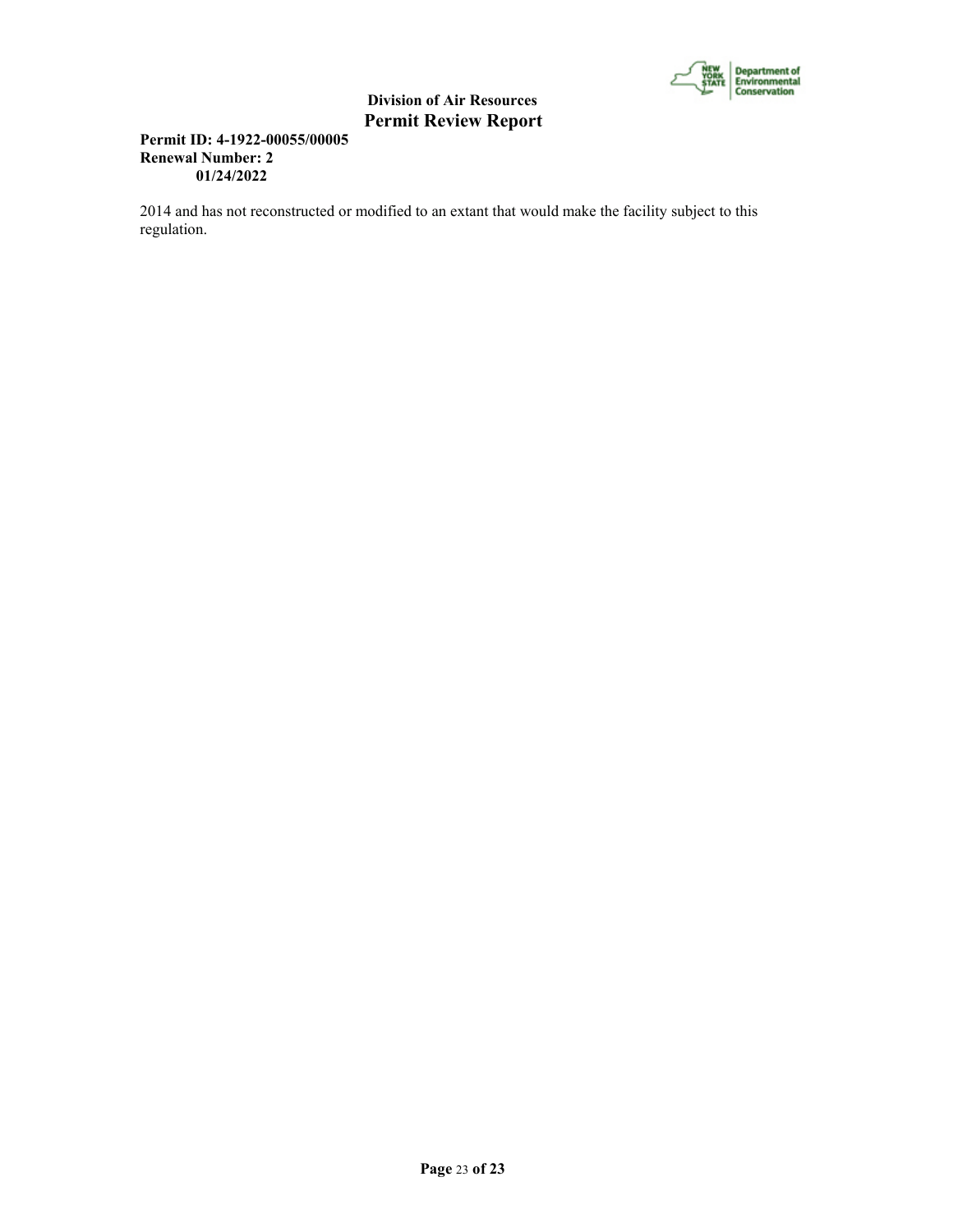2014 and has not reconstructed or modified to an extant that would make the facility subject to this regulation.